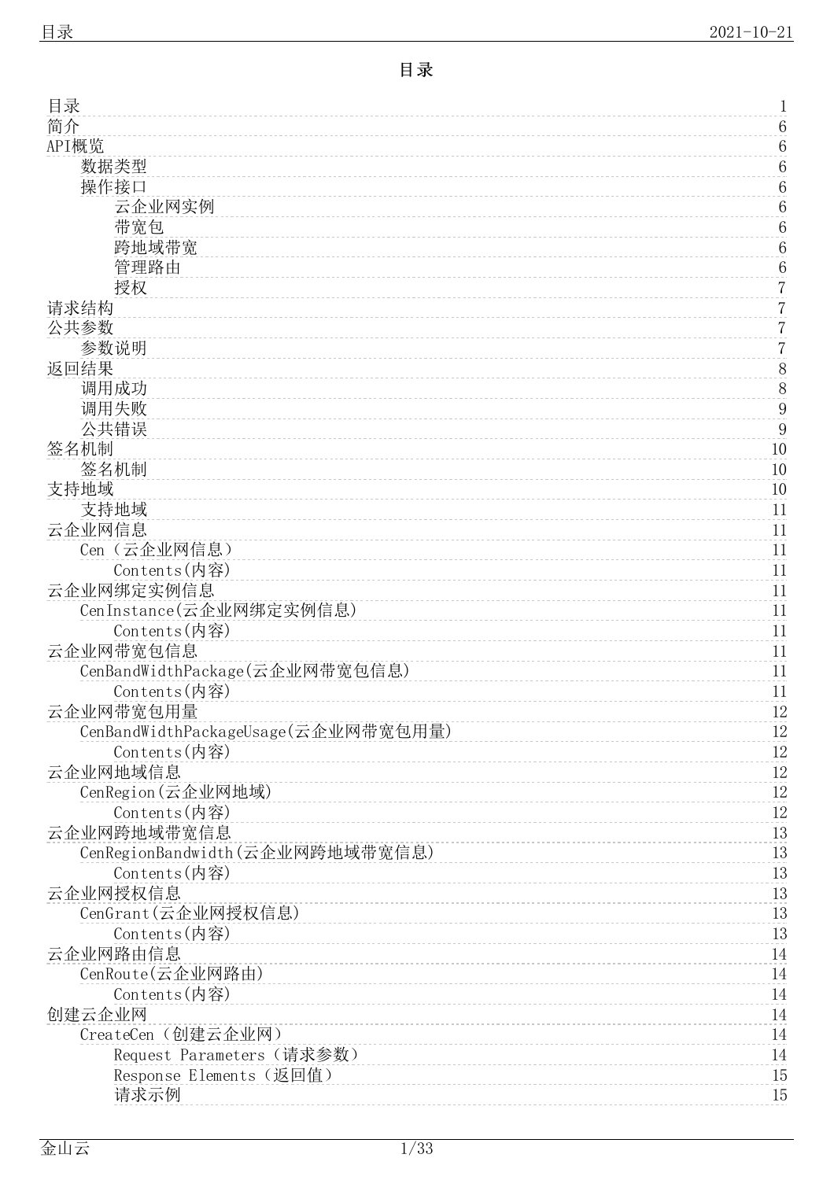# 目录

- 目录 1
- 简介 6
- API概览 6
  - 数据类型 6
  - 操作接口 6
    - 云企业网实例 6
    - 带宽包 6
    - 跨地域带宽 6
    - 管理路由 6
    - 授权 7
- 请求结构 7
- 公共参数 7
  - 参数说明 7
- 返回结果 8
  - 调用成功 8
  - 调用失败 9
  - 公共错误 9
- 签名机制 10
  - 签名机制 10
- 支持地域 10
  - 支持地域 11
- 云企业网信息 11
  - Cen（云企业网信息） 11
    - Contents(内容) 11
- 云企业网绑定实例信息 11
  - CenInstance(云企业网绑定实例信息) 11
    - Contents(内容) 11
- 云企业网带宽包信息 11
  - CenBandWidthPackage(云企业网带宽包信息) 11
    - Contents(内容) 11
- 云企业网带宽包用量 12
  - CenBandWidthPackageUsage(云企业网带宽包用量) 12
    - Contents(内容) 12
- 云企业网地域信息 12
  - CenRegion(云企业网地域) 12
    - Contents(内容) 12
- 云企业网跨地域带宽信息 13
  - CenRegionBandwidth(云企业网跨地域带宽信息) 13
    - Contents(内容) 13
- 云企业网授权信息 13
  - CenGrant(云企业网授权信息) 13
    - Contents(内容) 13
- 云企业网路由信息 14
  - CenRoute(云企业网路由) 14
    - Contents(内容) 14
- 创建云企业网 14
  - CreateCen（创建云企业网） 14
    - Request Parameters（请求参数） 14
    - Response Elements（返回值） 15
    - 请求示例 15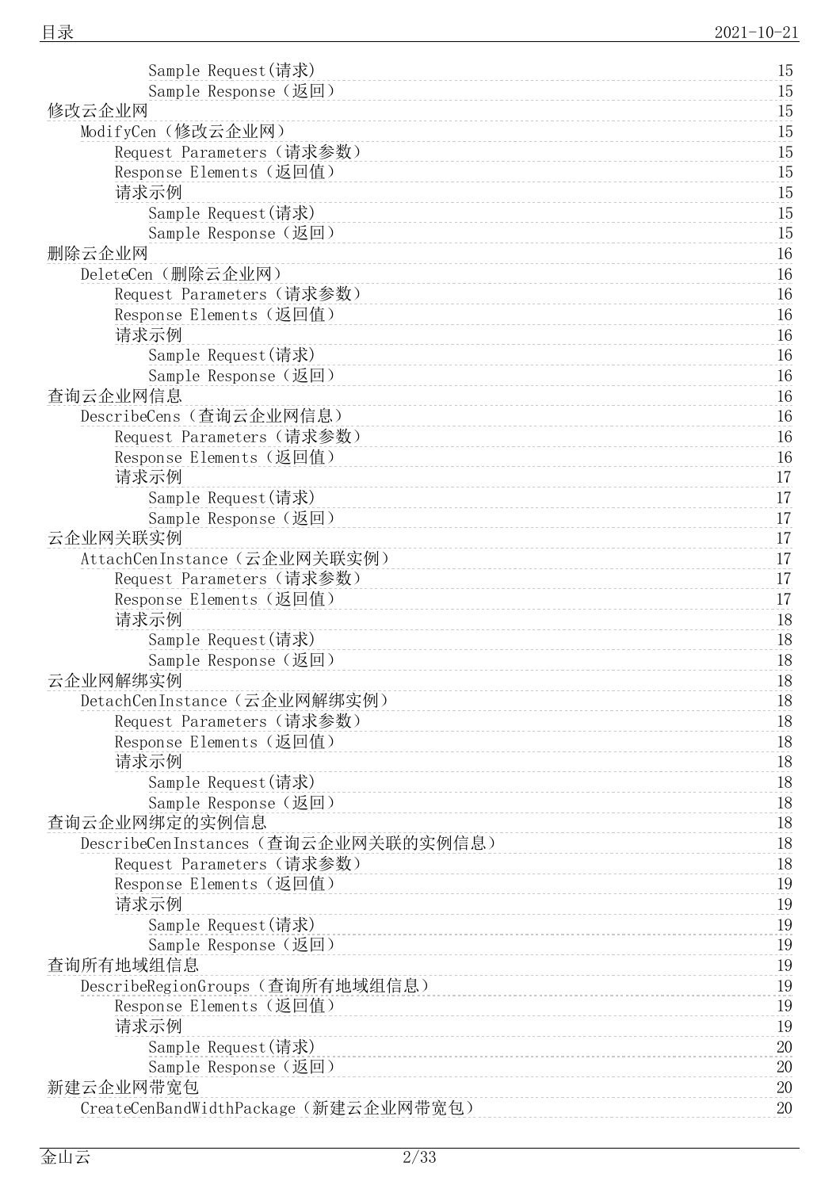- Sample Request(请求) 15
- Sample Response（返回） 15

修改云企业网 15
- ModifyCen（修改云企业网） 15
  - Request Parameters（请求参数） 15
  - Response Elements（返回值） 15
  - 请求示例 15
    - Sample Request(请求) 15
    - Sample Response（返回） 15

删除云企业网 16
- DeleteCen（删除云企业网） 16
  - Request Parameters（请求参数） 16
  - Response Elements（返回值） 16
  - 请求示例 16
    - Sample Request(请求) 16
    - Sample Response（返回） 16

查询云企业网信息 16
- DescribeCens（查询云企业网信息） 16
  - Request Parameters（请求参数） 16
  - Response Elements（返回值） 16
  - 请求示例 17
    - Sample Request(请求) 17
    - Sample Response（返回） 17

云企业网关联实例 17
- AttachCenInstance（云企业网关联实例） 17
  - Request Parameters（请求参数） 17
  - Response Elements（返回值） 17
  - 请求示例 18
    - Sample Request(请求) 18
    - Sample Response（返回） 18

云企业网解绑实例 18
- DetachCenInstance（云企业网解绑实例） 18
  - Request Parameters（请求参数） 18
  - Response Elements（返回值） 18
  - 请求示例 18
    - Sample Request(请求) 18
    - Sample Response（返回） 18

查询云企业网绑定的实例信息 18
- DescribeCenInstances（查询云企业网关联的实例信息） 18
  - Request Parameters（请求参数） 18
  - Response Elements（返回值） 19
  - 请求示例 19
    - Sample Request(请求) 19
    - Sample Response（返回） 19

查询所有地域组信息 19
- DescribeRegionGroups（查询所有地域组信息） 19
  - Response Elements（返回值） 19
  - 请求示例 19
    - Sample Request(请求) 20
    - Sample Response（返回） 20

新建云企业网带宽包 20
- CreateCenBandWidthPackage（新建云企业网带宽包） 20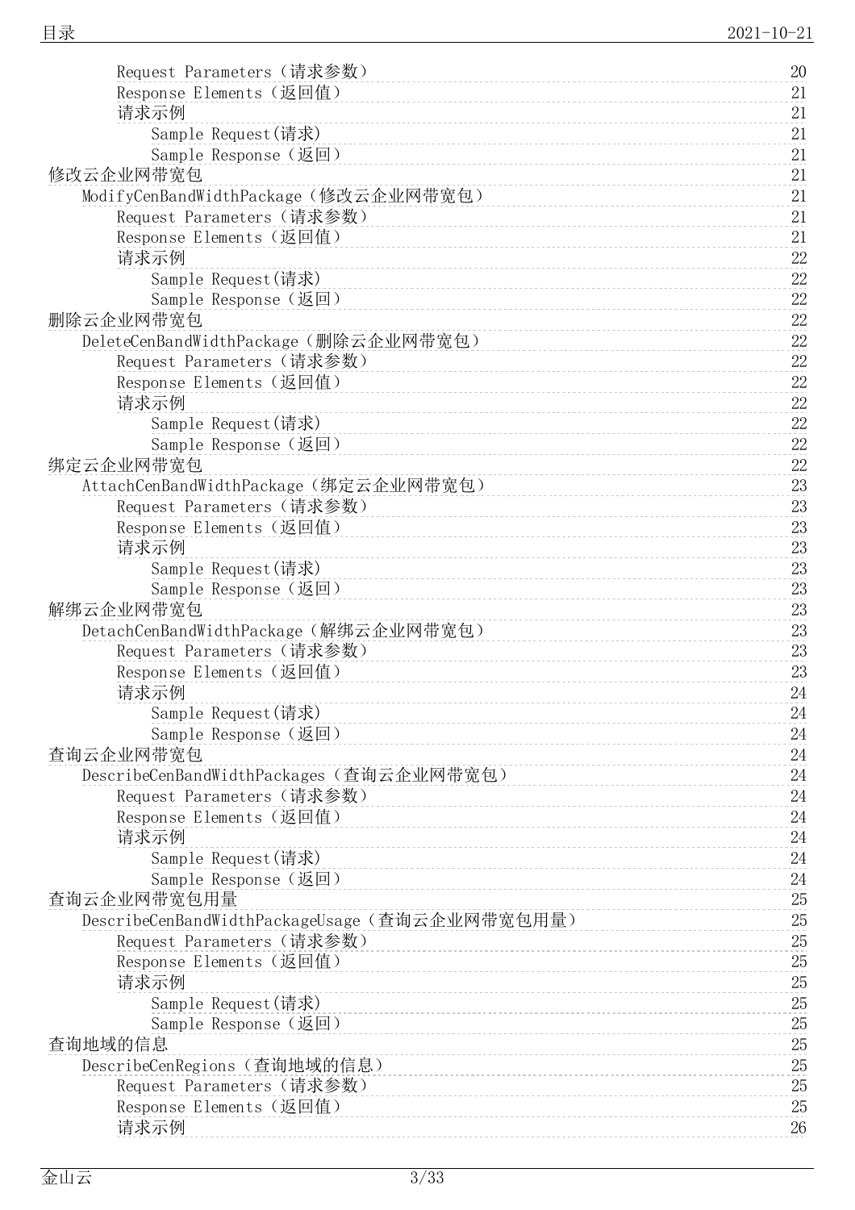- Request Parameters（请求参数） 20
- Response Elements（返回值） 21
- 请求示例 21
  - Sample Request(请求) 21
  - Sample Response（返回） 21

修改云企业网带宽包 21

- ModifyCenBandWidthPackage（修改云企业网带宽包） 21
  - Request Parameters（请求参数） 21
  - Response Elements（返回值） 21
  - 请求示例 22
    - Sample Request(请求) 22
    - Sample Response（返回） 22

删除云企业网带宽包 22

- DeleteCenBandWidthPackage（删除云企业网带宽包） 22
  - Request Parameters（请求参数） 22
  - Response Elements（返回值） 22
  - 请求示例 22
    - Sample Request(请求) 22
    - Sample Response（返回） 22

绑定云企业网带宽包 22

- AttachCenBandWidthPackage（绑定云企业网带宽包） 23
  - Request Parameters（请求参数） 23
  - Response Elements（返回值） 23
  - 请求示例 23
    - Sample Request(请求) 23
    - Sample Response（返回） 23

解绑云企业网带宽包 23

- DetachCenBandWidthPackage（解绑云企业网带宽包） 23
  - Request Parameters（请求参数） 23
  - Response Elements（返回值） 23
  - 请求示例 24
    - Sample Request(请求) 24
    - Sample Response（返回） 24

查询云企业网带宽包 24

- DescribeCenBandWidthPackages（查询云企业网带宽包） 24
  - Request Parameters（请求参数） 24
  - Response Elements（返回值） 24
  - 请求示例 24
    - Sample Request(请求) 24
    - Sample Response（返回） 24

查询云企业网带宽包用量 25

- DescribeCenBandWidthPackageUsage（查询云企业网带宽包用量） 25
  - Request Parameters（请求参数） 25
  - Response Elements（返回值） 25
  - 请求示例 25
    - Sample Request(请求) 25
    - Sample Response（返回） 25

查询地域的信息 25

- DescribeCenRegions（查询地域的信息） 25
  - Request Parameters（请求参数） 25
  - Response Elements（返回值） 25
  - 请求示例 26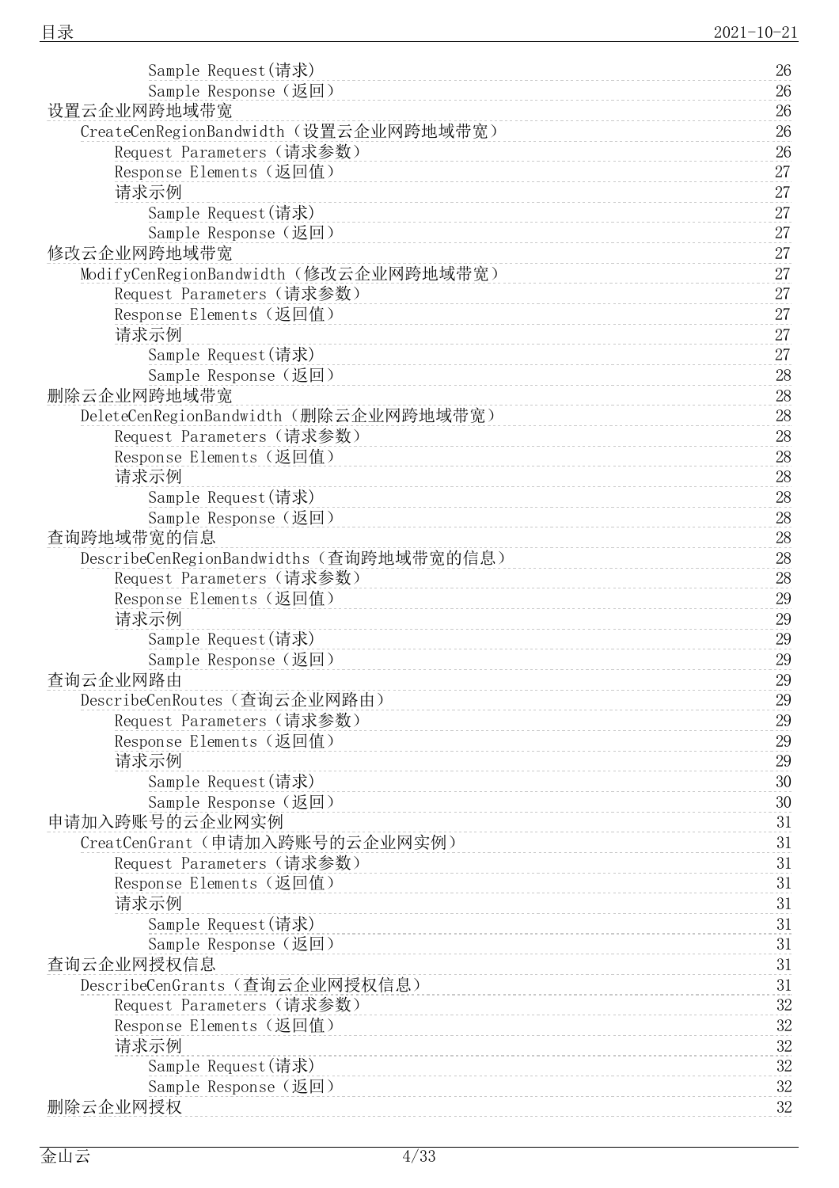- Sample Request(请求) 26
- Sample Response（返回） 26

设置云企业网跨地域带宽 26
- CreateCenRegionBandwidth（设置云企业网跨地域带宽） 26
  - Request Parameters（请求参数） 26
  - Response Elements（返回值） 27
  - 请求示例 27
    - Sample Request(请求) 27
    - Sample Response（返回） 27

修改云企业网跨地域带宽 27
- ModifyCenRegionBandwidth（修改云企业网跨地域带宽） 27
  - Request Parameters（请求参数） 27
  - Response Elements（返回值） 27
  - 请求示例 27
    - Sample Request(请求) 27
    - Sample Response（返回） 28

删除云企业网跨地域带宽 28
- DeleteCenRegionBandwidth（删除云企业网跨地域带宽） 28
  - Request Parameters（请求参数） 28
  - Response Elements（返回值） 28
  - 请求示例 28
    - Sample Request(请求) 28
    - Sample Response（返回） 28

查询跨地域带宽的信息 28
- DescribeCenRegionBandwidths（查询跨地域带宽的信息） 28
  - Request Parameters（请求参数） 28
  - Response Elements（返回值） 29
  - 请求示例 29
    - Sample Request(请求) 29
    - Sample Response（返回） 29

查询云企业网路由 29
- DescribeCenRoutes（查询云企业网路由） 29
  - Request Parameters（请求参数） 29
  - Response Elements（返回值） 29
  - 请求示例 29
    - Sample Request(请求) 30
    - Sample Response（返回） 30

申请加入跨账号的云企业网实例 31
- CreatCenGrant（申请加入跨账号的云企业网实例） 31
  - Request Parameters（请求参数） 31
  - Response Elements（返回值） 31
  - 请求示例 31
    - Sample Request(请求) 31
    - Sample Response（返回） 31

查询云企业网授权信息 31
- DescribeCenGrants（查询云企业网授权信息） 31
  - Request Parameters（请求参数） 32
  - Response Elements（返回值） 32
  - 请求示例 32
    - Sample Request(请求) 32
    - Sample Response（返回） 32

删除云企业网授权 32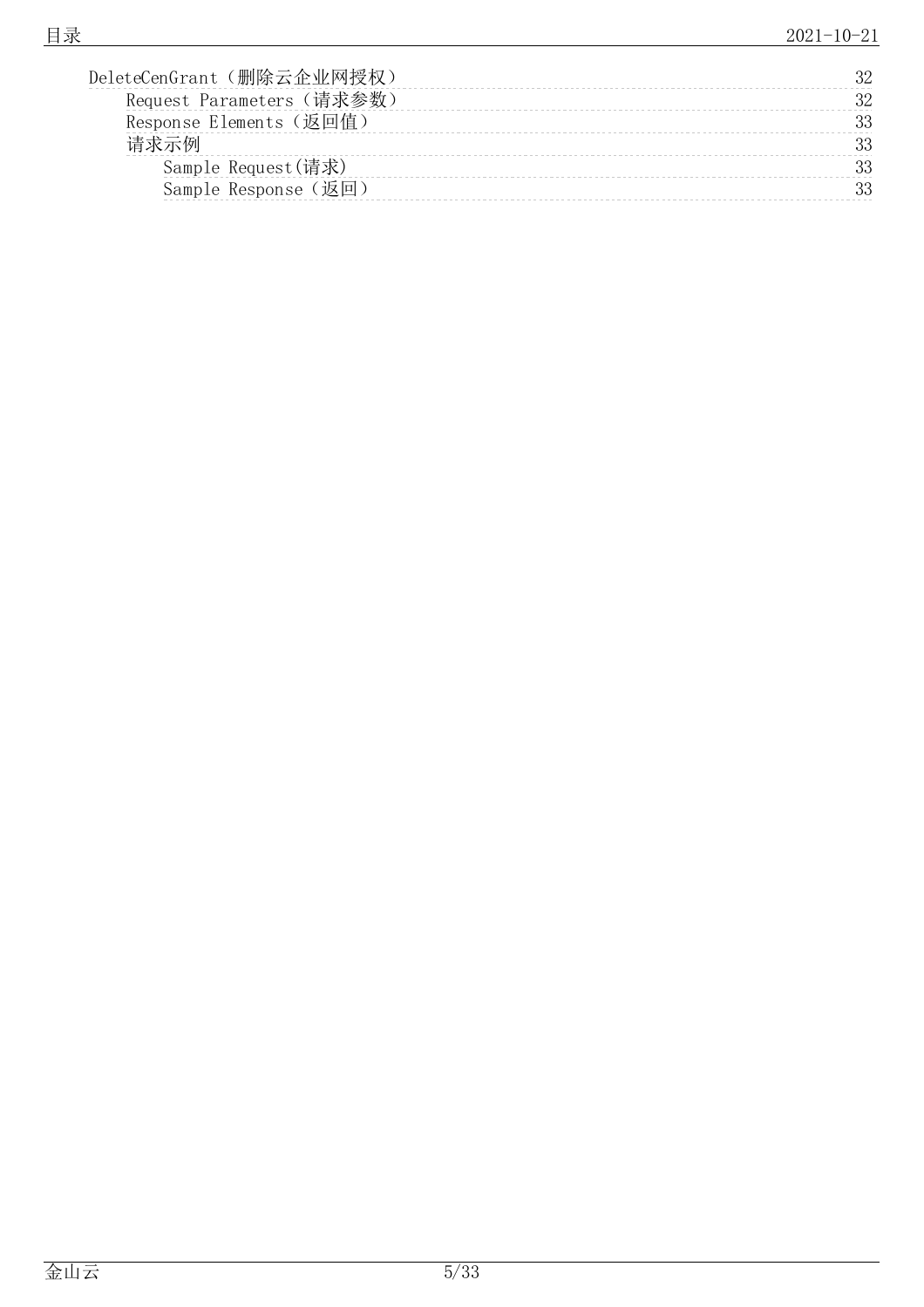- DeleteCenGrant（删除云企业网授权） 32
    - Request Parameters（请求参数） 32
    - Response Elements（返回值） 33
    - 请求示例 33
        - Sample Request(请求) 33
        - Sample Response（返回） 33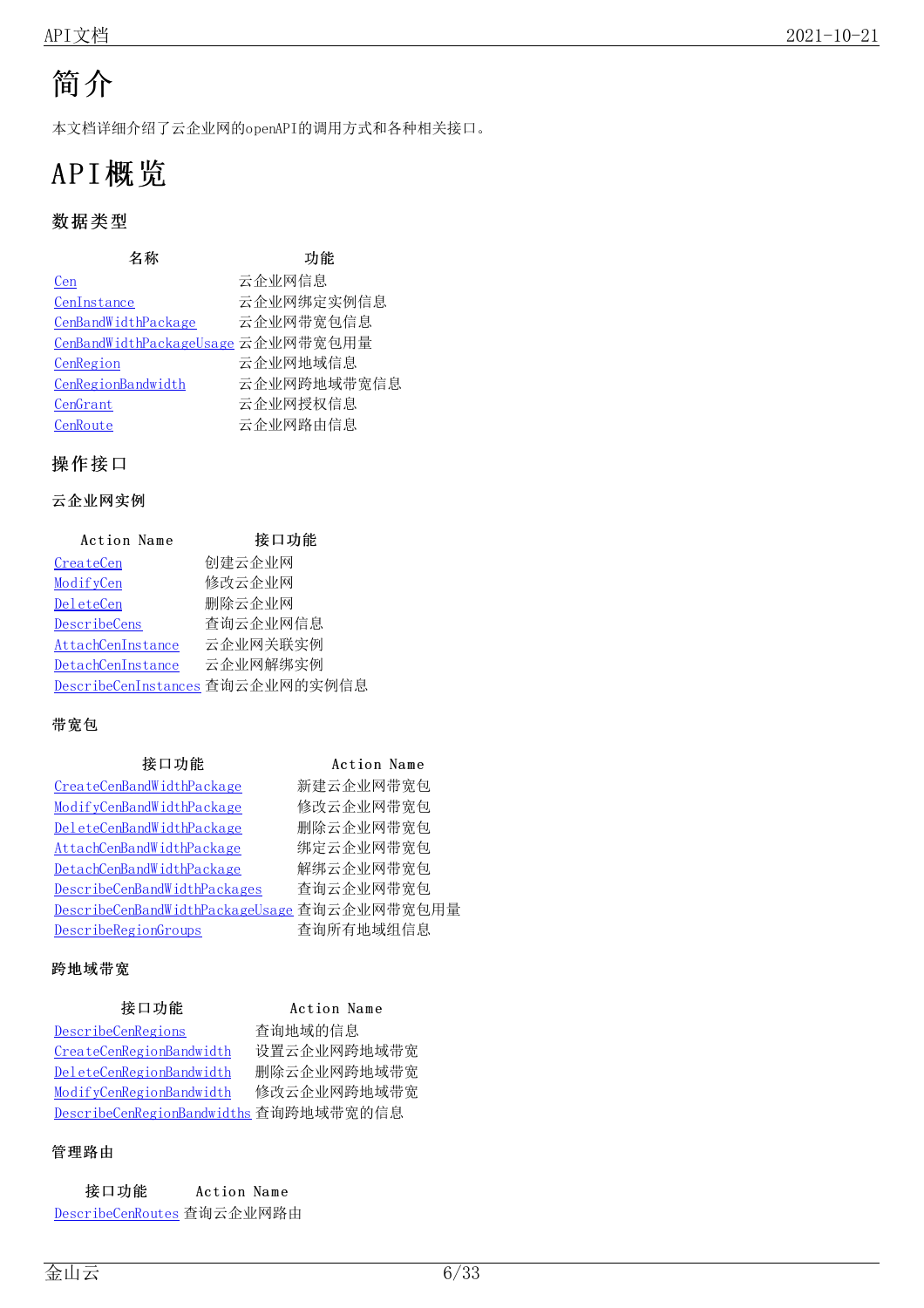# 简介

本文档详细介绍了云企业网的openAPI的调用方式和各种相关接口。

# API概览

## 数据类型

| 名称 | 功能 |
| --- | --- |
| Cen | 云企业网信息 |
| CenInstance | 云企业网绑定实例信息 |
| CenBandWidthPackage | 云企业网带宽包信息 |
| CenBandWidthPackageUsage | 云企业网带宽包用量 |
| CenRegion | 云企业网地域信息 |
| CenRegionBandwidth | 云企业网跨地域带宽信息 |
| CenGrant | 云企业网授权信息 |
| CenRoute | 云企业网路由信息 |

## 操作接口

### 云企业网实例

| Action Name | 接口功能 |
| --- | --- |
| CreateCen | 创建云企业网 |
| ModifyCen | 修改云企业网 |
| DeleteCen | 删除云企业网 |
| DescribeCens | 查询云企业网信息 |
| AttachCenInstance | 云企业网关联实例 |
| DetachCenInstance | 云企业网解绑实例 |
| DescribeCenInstances | 查询云企业网的实例信息 |

### 带宽包

| 接口功能 | Action Name |
| --- | --- |
| CreateCenBandWidthPackage | 新建云企业网带宽包 |
| ModifyCenBandWidthPackage | 修改云企业网带宽包 |
| DeleteCenBandWidthPackage | 删除云企业网带宽包 |
| AttachCenBandWidthPackage | 绑定云企业网带宽包 |
| DetachCenBandWidthPackage | 解绑云企业网带宽包 |
| DescribeCenBandWidthPackages | 查询云企业网带宽包 |
| DescribeCenBandWidthPackageUsage | 查询云企业网带宽包用量 |
| DescribeRegionGroups | 查询所有地域组信息 |

### 跨地域带宽

| 接口功能 | Action Name |
| --- | --- |
| DescribeCenRegions | 查询地域的信息 |
| CreateCenRegionBandwidth | 设置云企业网跨地域带宽 |
| DeleteCenRegionBandwidth | 删除云企业网跨地域带宽 |
| ModifyCenRegionBandwidth | 修改云企业网跨地域带宽 |
| DescribeCenRegionBandwidths | 查询跨地域带宽的信息 |

### 管理路由

| 接口功能 | Action Name |
| --- | --- |
| DescribeCenRoutes | 查询云企业网路由 |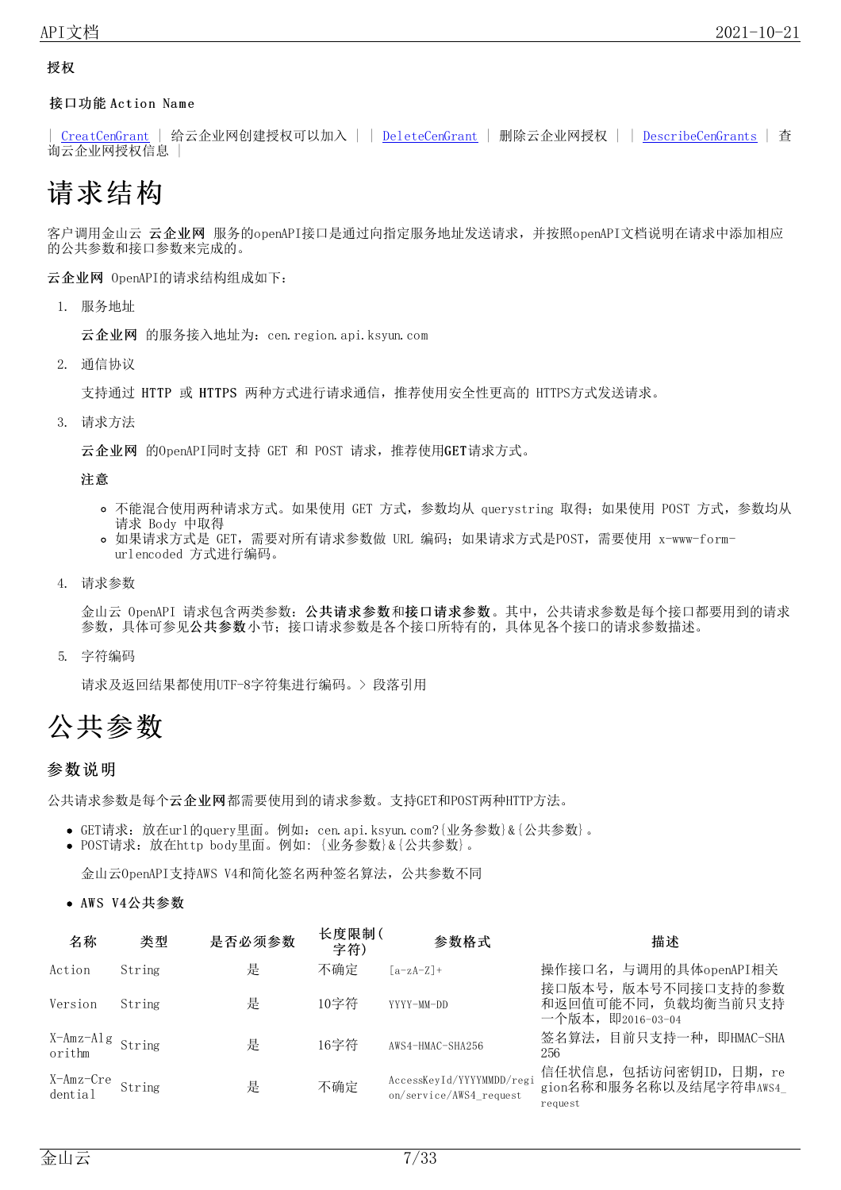**授权**

**接口功能 Action Name**

| [CreatCenGrant](#) | 给云企业网创建授权可以加入 | | [DeleteCenGrant](#) | 删除云企业网授权 | | [DescribeCenGrants](#) | 查询云企业网授权信息 |

# 请求结构

客户调用金山云 **云企业网** 服务的openAPI接口是通过向指定服务地址发送请求，并按照openAPI文档说明在请求中添加相应的公共参数和接口参数来完成的。

**云企业网** OpenAPI的请求结构组成如下：

1. 服务地址

   **云企业网** 的服务接入地址为：cen.region.api.ksyun.com

2. 通信协议

   支持通过 HTTP 或 HTTPS 两种方式进行请求通信，推荐使用安全性更高的 HTTPS方式发送请求。

3. 请求方法

   **云企业网** 的OpenAPI同时支持 GET 和 POST 请求，推荐使用**GET**请求方式。

   **注意**

   - 不能混合使用两种请求方式。如果使用 GET 方式，参数均从 querystring 取得；如果使用 POST 方式，参数均从请求 Body 中取得
   - 如果请求方式是 GET，需要对所有请求参数做 URL 编码；如果请求方式是POST，需要使用 x-www-form-urlencoded 方式进行编码。

4. 请求参数

   金山云 OpenAPI 请求包含两类参数：**公共请求参数**和**接口请求参数**。其中，公共请求参数是每个接口都要用到的请求参数，具体可参见**公共参数**小节；接口请求参数是各个接口所特有的，具体见各个接口的请求参数描述。

5. 字符编码

   请求及返回结果都使用UTF-8字符集进行编码。> 段落引用

# 公共参数

## 参数说明

公共请求参数是每个**云企业网**都需要使用到的请求参数。支持GET和POST两种HTTP方法。

- GET请求：放在url的query里面。例如：cen.api.ksyun.com?{业务参数}&{公共参数}。
- POST请求：放在http body里面。例如：{业务参数}&{公共参数}。

  金山云OpenAPI支持AWS V4和简化签名两种签名算法，公共参数不同

- **AWS V4公共参数**

| 名称 | 类型 | 是否必须参数 | 长度限制(字符) | 参数格式 | 描述 |
|---|---|---|---|---|---|
| Action | String | 是 | 不确定 | [a-zA-Z]+ | 操作接口名，与调用的具体openAPI相关 |
| Version | String | 是 | 10字符 | YYYY-MM-DD | 接口版本号，版本号不同接口支持的参数和返回值可能不同，负载均衡当前只支持一个版本，即2016-03-04 |
| X-Amz-Algorithm | String | 是 | 16字符 | AWS4-HMAC-SHA256 | 签名算法，目前只支持一种，即HMAC-SHA256 |
| X-Amz-Credential | String | 是 | 不确定 | AccessKeyId/YYYYMMDD/region/service/AWS4_request | 信任状信息，包括访问密钥ID，日期，region名称和服务名称以及结尾字符串AWS4_request |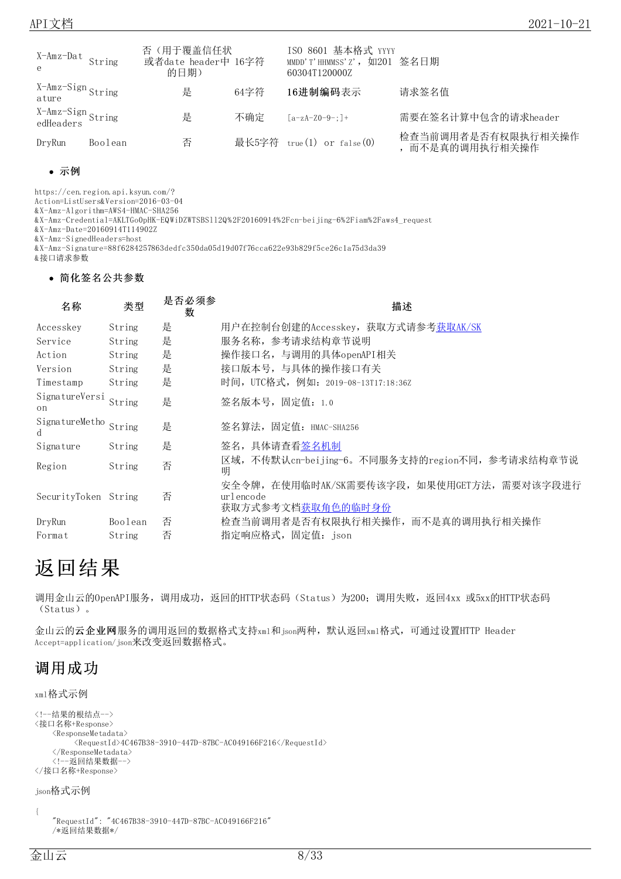| X-Amz-Date | String | 否（用于覆盖信任状或者date header中的日期） | 16字符 | ISO 8601 基本格式 YYYYMMDD'T'HHMMSS'Z'，如20160304T120000Z | 签名日期 |
|---|---|---|---|---|---|
| X-Amz-Signature | String | 是 | 64字符 | 16进制编码表示 | 请求签名值 |
| X-Amz-SignedHeaders | String | 是 | 不确定 | [a-zA-Z0-9-;]+ | 需要在签名计算中包含的请求header |
| DryRun | Boolean | 否 | 最长5字符 | true(1) or false(0) | 检查当前调用者是否有权限执行相关操作，而不是真的调用执行相关操作 |

- **示例**

```
https://cen.region.api.ksyun.com/?
Action=ListUsers&Version=2016-03-04
&X-Amz-Algorithm=AWS4-HMAC-SHA256
&X-Amz-Credential=AKLTGoOpHK-EQWiDZWTSBS112Q%2F20160914%2Fcn-beijing-6%2Fiam%2Faws4_request
&X-Amz-Date=20160914T114902Z
&X-Amz-SignedHeaders=host
&X-Amz-Signature=88f6284257863dedfc350da05d19d07f76cca622e93b829f5ce26c1a75d3da39
&接口请求参数
```

- **简化签名公共参数**

| 名称 | 类型 | 是否必须参数 | 描述 |
|---|---|---|---|
| Accesskey | String | 是 | 用户在控制台创建的Accesskey，获取方式请参考获取AK/SK |
| Service | String | 是 | 服务名称，参考请求结构章节说明 |
| Action | String | 是 | 操作接口名，与调用的具体openAPI相关 |
| Version | String | 是 | 接口版本号，与具体的操作接口有关 |
| Timestamp | String | 是 | 时间，UTC格式，例如：2019-08-13T17:18:36Z |
| SignatureVersion | String | 是 | 签名版本号，固定值：1.0 |
| SignatureMethod | String | 是 | 签名算法，固定值：HMAC-SHA256 |
| Signature | String | 是 | 签名，具体请查看签名机制 |
| Region | String | 否 | 区域，不传默认cn-beijing-6。不同服务支持的region不同，参考请求结构章节说明 |
| SecurityToken | String | 否 | 安全令牌，在使用临时AK/SK需要传该字段，如果使用GET方法，需要对该字段进行urlencode<br>获取方式参考文档获取角色的临时身份 |
| DryRun | Boolean | 否 | 检查当前调用者是否有权限执行相关操作，而不是真的调用执行相关操作 |
| Format | String | 否 | 指定响应格式，固定值：json |

# 返回结果

调用金山云的OpenAPI服务，调用成功，返回的HTTP状态码（Status）为200；调用失败，返回4xx 或5xx的HTTP状态码（Status）。

金山云的**云企业网**服务的调用返回的数据格式支持xml和json两种，默认返回xml格式，可通过设置HTTP Header Accept=application/json来改变返回数据格式。

## 调用成功

xml格式示例

```
<!--结果的根结点-->
<接口名称+Response>
    <ResponseMetadata>
        <RequestId>4C467B38-3910-447D-87BC-AC049166F216</RequestId>
    </ResponseMetadata>
    <!--返回结果数据-->
</接口名称+Response>
```

json格式示例

```
{
    "RequestId": "4C467B38-3910-447D-87BC-AC049166F216"
    /*返回结果数据*/
```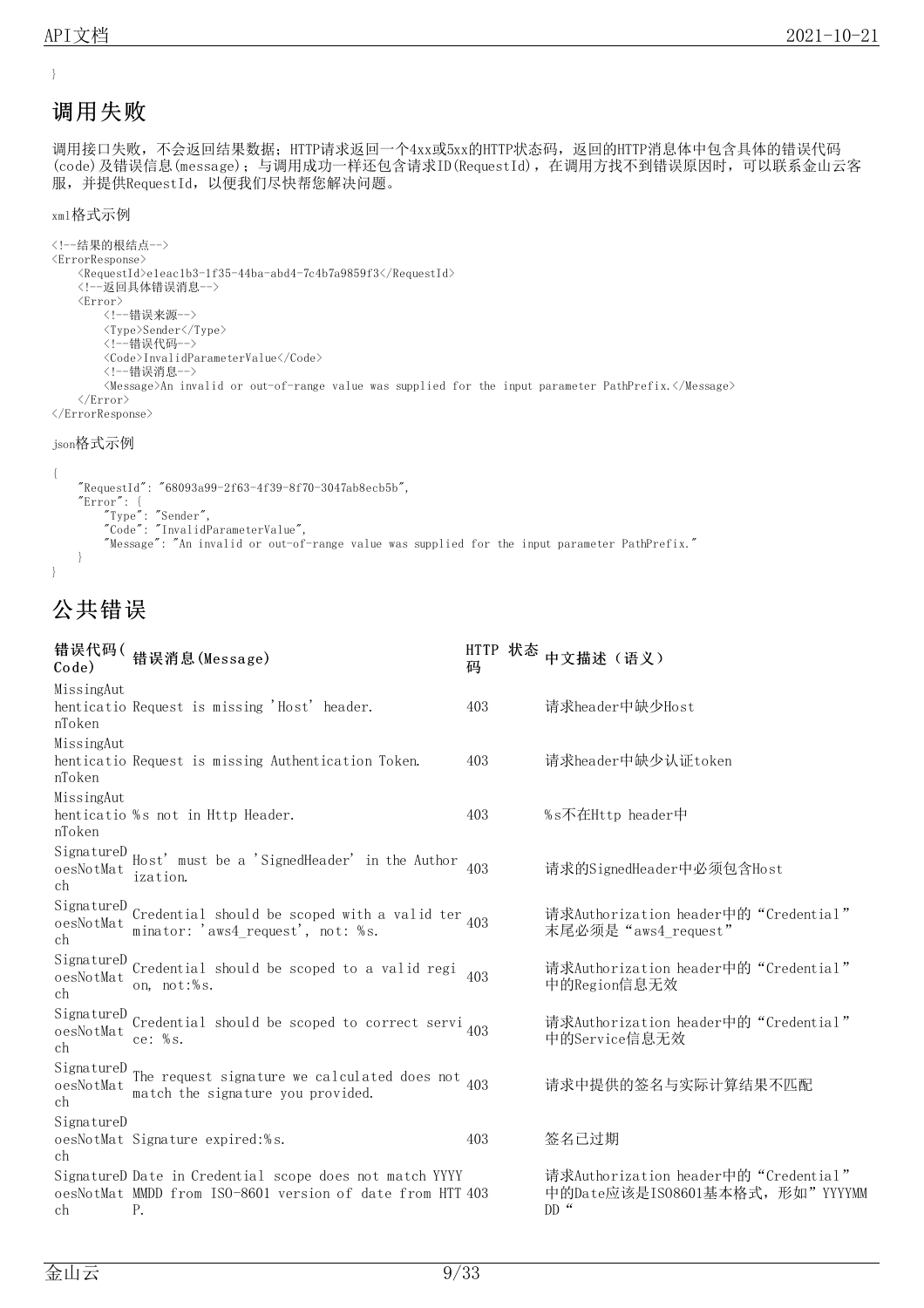}

## 调用失败

调用接口失败，不会返回结果数据；HTTP请求返回一个4xx或5xx的HTTP状态码，返回的HTTP消息体中包含具体的错误代码(code)及错误信息(message)；与调用成功一样还包含请求ID(RequestId)，在调用方找不到错误原因时，可以联系金山云客服，并提供RequestId，以便我们尽快帮您解决问题。

xml格式示例

```
<!--结果的根结点-->
<ErrorResponse>
    <RequestId>e1eac1b3-1f35-44ba-abd4-7c4b7a9859f3</RequestId>
    <!--返回具体错误消息-->
    <Error>
        <!--错误来源-->
        <Type>Sender</Type>
        <!--错误代码-->
        <Code>InvalidParameterValue</Code>
        <!--错误消息-->
        <Message>An invalid or out-of-range value was supplied for the input parameter PathPrefix.</Message>
    </Error>
</ErrorResponse>
```

json格式示例

```
{
    "RequestId": "68093a99-2f63-4f39-8f70-3047ab8ecb5b",
    "Error": {
        "Type": "Sender",
        "Code": "InvalidParameterValue",
        "Message": "An invalid or out-of-range value was supplied for the input parameter PathPrefix."
    }
}
```

## 公共错误

| 错误代码(Code) | 错误消息(Message) | HTTP 状态码 | 中文描述（语义） |
|---|---|---|---|
| MissingAuthenticationToken | Request is missing 'Host' header. | 403 | 请求header中缺少Host |
| MissingAuthenticationToken | Request is missing Authentication Token. | 403 | 请求header中缺少认证token |
| MissingAuthenticationToken | %s not in Http Header. | 403 | %s不在Http header中 |
| SignatureDoesNotMatch | Host' must be a 'SignedHeader' in the Authorization. | 403 | 请求的SignedHeader中必须包含Host |
| SignatureDoesNotMatch | Credential should be scoped with a valid terminator: 'aws4_request', not: %s. | 403 | 请求Authorization header中的“Credential”末尾必须是“aws4_request” |
| SignatureDoesNotMatch | Credential should be scoped to a valid region, not:%s. | 403 | 请求Authorization header中的“Credential”中的Region信息无效 |
| SignatureDoesNotMatch | Credential should be scoped to correct service: %s. | 403 | 请求Authorization header中的“Credential”中的Service信息无效 |
| SignatureDoesNotMatch | The request signature we calculated does not match the signature you provided. | 403 | 请求中提供的签名与实际计算结果不匹配 |
| SignatureDoesNotMatch | Signature expired:%s. | 403 | 签名已过期 |
| SignatureDoesNotMatch | Date in Credential scope does not match YYYYMMDD from ISO-8601 version of date from HTTP. | 403 | 请求Authorization header中的“Credential”中的Date应该是IS08601基本格式，形如”YYYYMMDD“ |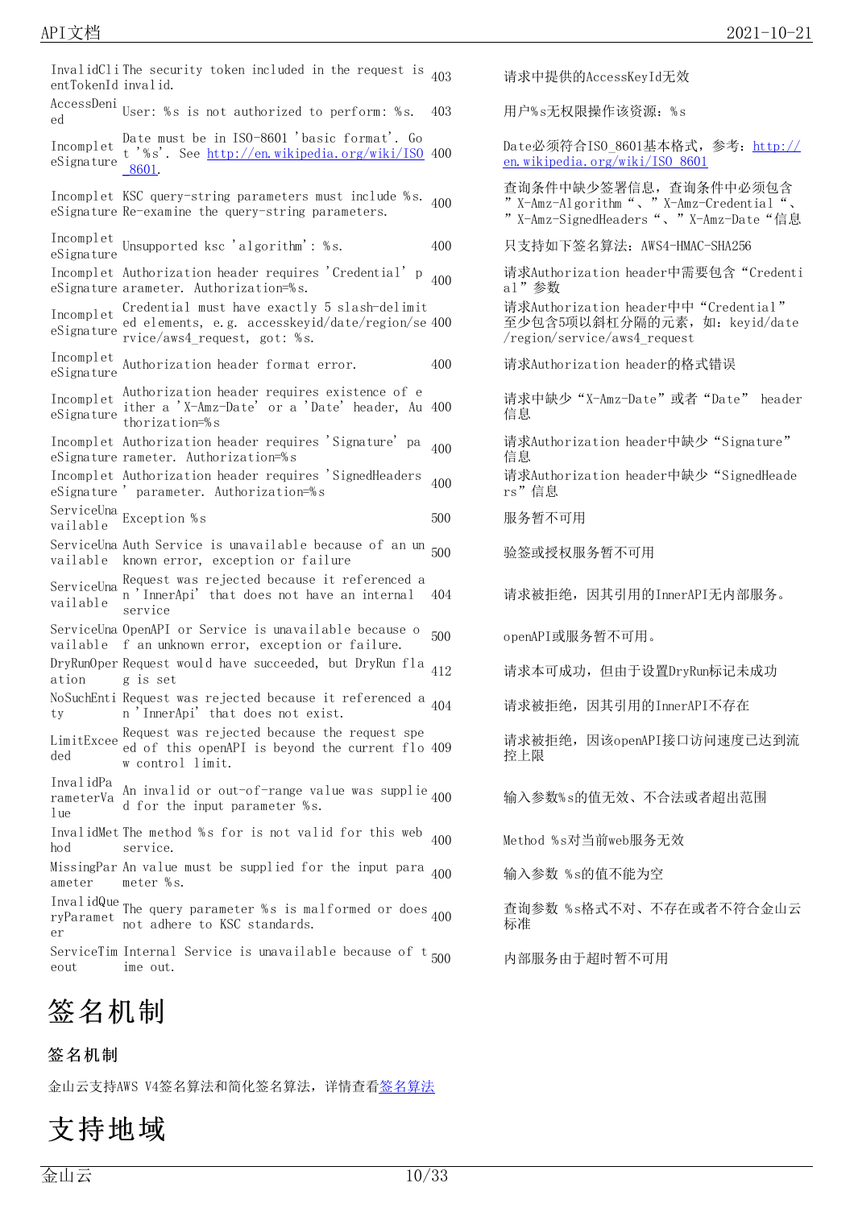| | | | |
|---|---|---|---|
| InvalidClientTokenId | The security token included in the request is invalid. | 403 | 请求中提供的AccessKeyId无效 |
| AccessDenied | User: %s is not authorized to perform: %s. | 403 | 用户%s无权限操作该资源：%s |
| IncompleteSignature | Date must be in ISO-8601 'basic format'. Got '%s'. See http://en.wikipedia.org/wiki/ISO_8601. | 400 | Date必须符合ISO_8601基本格式，参考：http://en.wikipedia.org/wiki/ISO_8601 |
| IncompleteSignature | KSC query-string parameters must include %s. Re-examine the query-string parameters. | 400 | 查询条件中缺少签署信息，查询条件中必须包含"X-Amz-Algorithm"、"X-Amz-Credential"、"X-Amz-SignedHeaders"、"X-Amz-Date"信息 |
| IncompleteSignature | Unsupported ksc 'algorithm': %s. | 400 | 只支持如下签名算法：AWS4-HMAC-SHA256 |
| IncompleteSignature | Authorization header requires 'Credential' parameter. Authorization=%s. | 400 | 请求Authorization header中需要包含"Credential"参数 |
| IncompleteSignature | Credential must have exactly 5 slash-delimited elements, e.g. accesskeyid/date/region/service/aws4_request, got: %s. | 400 | 请求Authorization header中中"Credential"至少包含5项以斜杠分隔的元素，如：keyid/date/region/service/aws4_request |
| IncompleteSignature | Authorization header format error. | 400 | 请求Authorization header的格式错误 |
| IncompleteSignature | Authorization header requires existence of either a 'X-Amz-Date' or a 'Date' header, Authorization=%s | 400 | 请求中缺少"X-Amz-Date"或者"Date" header信息 |
| IncompleteSignature | Authorization header requires 'Signature' parameter. Authorization=%s | 400 | 请求Authorization header中缺少"Signature"信息 |
| IncompleteSignature | Authorization header requires 'SignedHeaders' parameter. Authorization=%s | 400 | 请求Authorization header中缺少"SignedHeaders"信息 |
| ServiceUnavailable | Exception %s | 500 | 服务暂不可用 |
| ServiceUnavailable | Auth Service is unavailable because of an unknown error, exception or failure | 500 | 验签或授权服务暂不可用 |
| ServiceUnavailable | Request was rejected because it referenced an 'InnerApi' that does not have an internal service | 404 | 请求被拒绝，因其引用的InnerAPI无内部服务。 |
| ServiceUnavailable | OpenAPI or Service is unavailable because of an unknown error, exception or failure. | 500 | openAPI或服务暂不可用。 |
| DryRunOperation | Request would have succeeded, but DryRun flag is set | 412 | 请求本可成功，但由于设置DryRun标记未成功 |
| NoSuchEntity | Request was rejected because it referenced an 'InnerApi' that does not exist. | 404 | 请求被拒绝，因其引用的InnerAPI不存在 |
| LimitExceeded | Request was rejected because the request speed of this openAPI is beyond the current flow control limit. | 409 | 请求被拒绝，因该openAPI接口访问速度已达到流控上限 |
| InvalidParameterValue | An invalid or out-of-range value was supplied for the input parameter %s. | 400 | 输入参数%s的值无效、不合法或者超出范围 |
| InvalidMethod | The method %s for is not valid for this web service. | 400 | Method %s对当前web服务无效 |
| MissingParameter | An value must be supplied for the input parameter %s. | 400 | 输入参数 %s的值不能为空 |
| InvalidQueryParameter | The query parameter %s is malformed or does not adhere to KSC standards. | 400 | 查询参数 %s格式不对、不存在或者不符合金山云标准 |
| ServiceTimeout | Internal Service is unavailable because of time out. | 500 | 内部服务由于超时暂不可用 |

# 签名机制

## 签名机制

金山云支持AWS V4签名算法和简化签名算法，详情查看签名算法

# 支持地域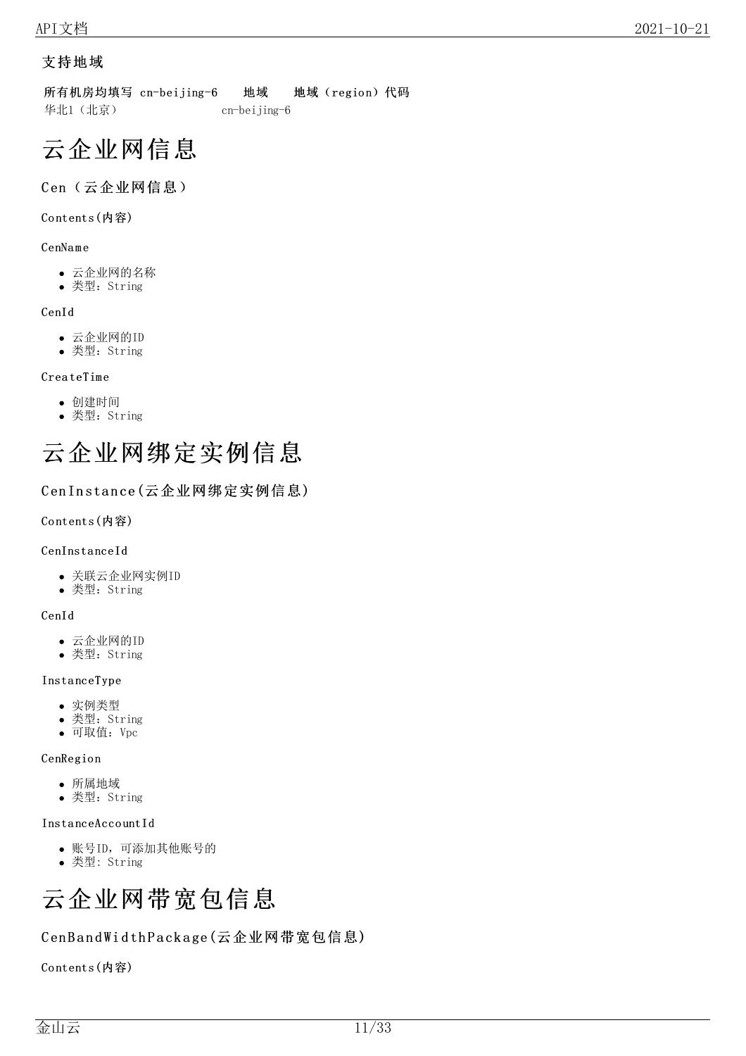### 支持地域

| 所有机房均填写 cn-beijing-6 地域 | 地域（region）代码 |
| --- | --- |
| 华北1（北京） | cn-beijing-6 |

# 云企业网信息

## Cen（云企业网信息）

### Contents(内容)

#### CenName

- 云企业网的名称
- 类型：String

#### CenId

- 云企业网的ID
- 类型：String

#### CreateTime

- 创建时间
- 类型：String

# 云企业网绑定实例信息

## CenInstance(云企业网绑定实例信息)

### Contents(内容)

#### CenInstanceId

- 关联云企业网实例ID
- 类型：String

#### CenId

- 云企业网的ID
- 类型：String

#### InstanceType

- 实例类型
- 类型：String
- 可取值：Vpc

#### CenRegion

- 所属地域
- 类型：String

#### InstanceAccountId

- 账号ID，可添加其他账号的
- 类型: String

# 云企业网带宽包信息

## CenBandWidthPackage(云企业网带宽包信息)

### Contents(内容)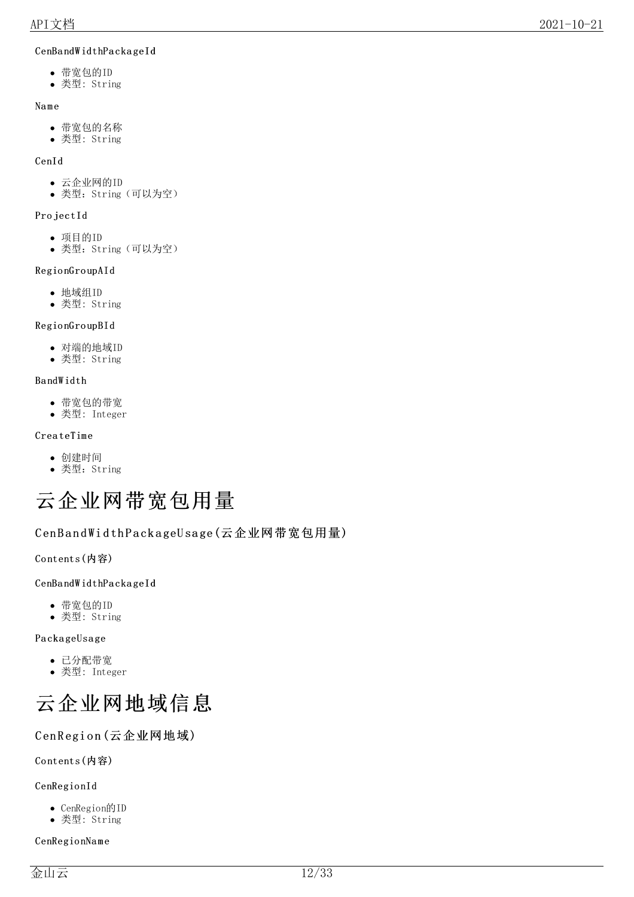CenBandWidthPackageId

- 带宽包的ID
- 类型: String

Name

- 带宽包的名称
- 类型: String

CenId

- 云企业网的ID
- 类型：String（可以为空）

ProjectId

- 项目的ID
- 类型：String（可以为空）

RegionGroupAId

- 地域组ID
- 类型: String

RegionGroupBId

- 对端的地域ID
- 类型: String

BandWidth

- 带宽包的带宽
- 类型: Integer

CreateTime

- 创建时间
- 类型：String

# 云企业网带宽包用量

### CenBandWidthPackageUsage(云企业网带宽包用量)

**Contents(内容)**

CenBandWidthPackageId

- 带宽包的ID
- 类型: String

PackageUsage

- 已分配带宽
- 类型: Integer

# 云企业网地域信息

### CenRegion(云企业网地域)

**Contents(内容)**

CenRegionId

- CenRegion的ID
- 类型: String

CenRegionName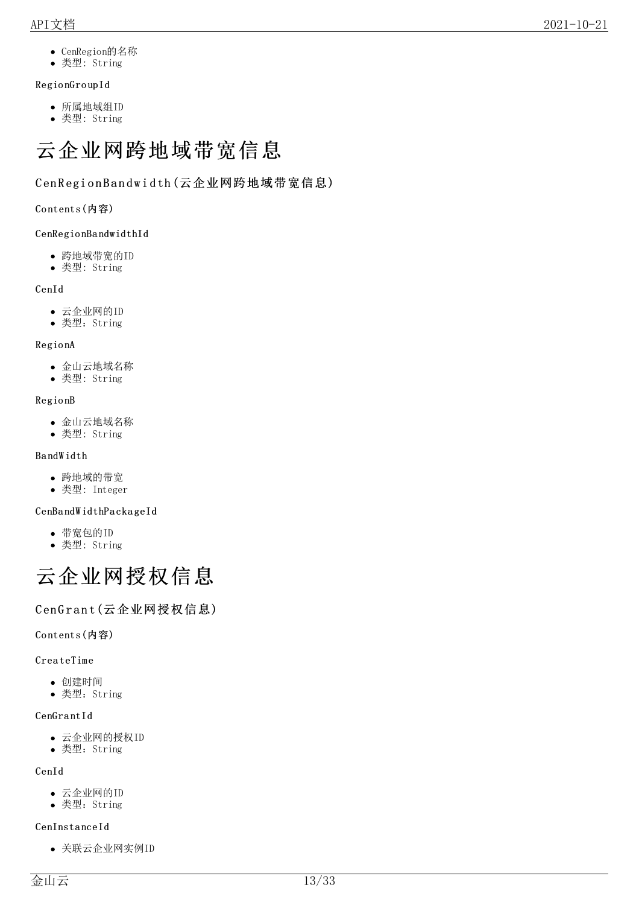- CenRegion的名称
- 类型: String

RegionGroupId

- 所属地域组ID
- 类型: String

# 云企业网跨地域带宽信息

## CenRegionBandwidth(云企业网跨地域带宽信息)

### Contents(内容)

CenRegionBandwidthId

- 跨地域带宽的ID
- 类型: String

CenId

- 云企业网的ID
- 类型：String

RegionA

- 金山云地域名称
- 类型: String

RegionB

- 金山云地域名称
- 类型: String

BandWidth

- 跨地域的带宽
- 类型: Integer

CenBandWidthPackageId

- 带宽包的ID
- 类型: String

# 云企业网授权信息

## CenGrant(云企业网授权信息)

### Contents(内容)

CreateTime

- 创建时间
- 类型：String

CenGrantId

- 云企业网的授权ID
- 类型：String

CenId

- 云企业网的ID
- 类型：String

CenInstanceId

- 关联云企业网实例ID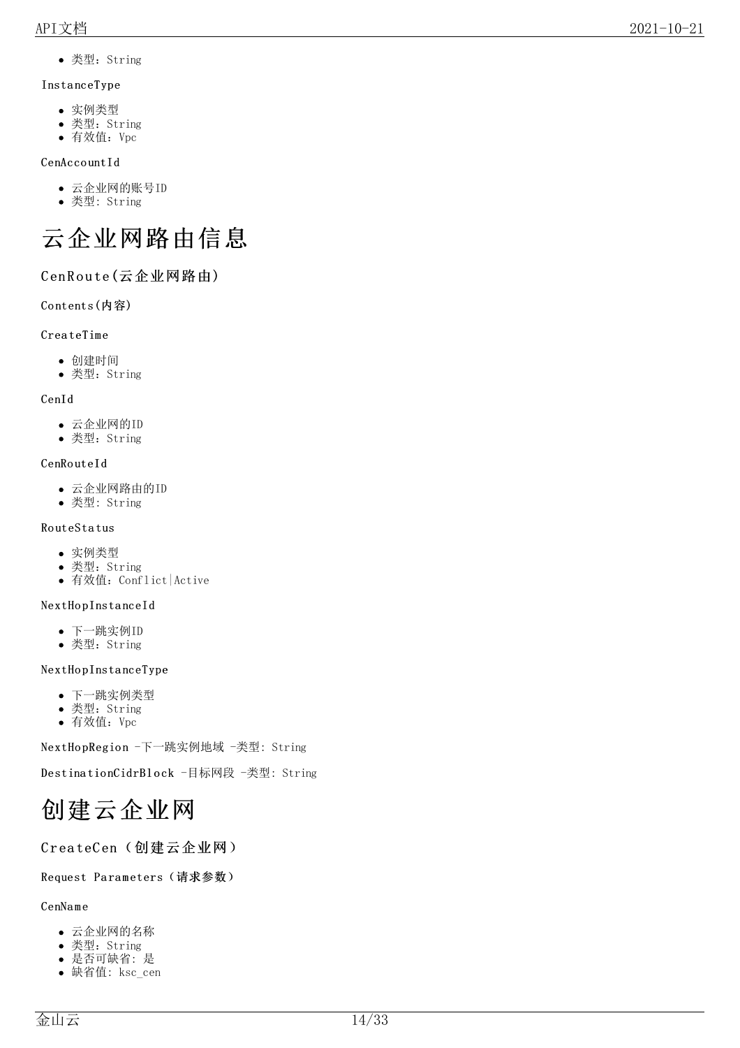- 类型：String

InstanceType

- 实例类型
- 类型：String
- 有效值：Vpc

CenAccountId

- 云企业网的账号ID
- 类型：String

# 云企业网路由信息

## CenRoute(云企业网路由)

Contents(内容)

CreateTime

- 创建时间
- 类型：String

CenId

- 云企业网的ID
- 类型：String

CenRouteId

- 云企业网路由的ID
- 类型: String

RouteStatus

- 实例类型
- 类型：String
- 有效值：Conflict|Active

NextHopInstanceId

- 下一跳实例ID
- 类型：String

NextHopInstanceType

- 下一跳实例类型
- 类型：String
- 有效值：Vpc

NextHopRegion -下一跳实例地域 -类型: String

DestinationCidrBlock -目标网段 -类型: String

# 创建云企业网

## CreateCen（创建云企业网）

Request Parameters（请求参数）

CenName

- 云企业网的名称
- 类型：String
- 是否可缺省: 是
- 缺省值: ksc_cen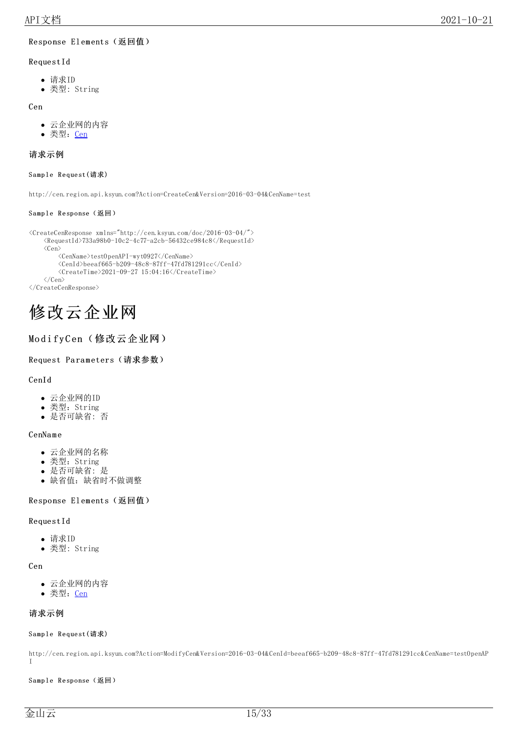#### Response Elements（返回值）

#### RequestId

- 请求ID
- 类型: String

#### Cen

- 云企业网的内容
- 类型：Cen

### 请求示例

##### Sample Request(请求)

```
http://cen.region.api.ksyun.com?Action=CreateCen&Version=2016-03-04&CenName=test
```

##### Sample Response（返回）

```
<CreateCenResponse xmlns="http://cen.ksyun.com/doc/2016-03-04/">
    <RequestId>733a98b0-10c2-4c77-a2cb-56432ce984c8</RequestId>
    <Cen>
        <CenName>testOpenAPI-wyt0927</CenName>
        <CenId>beeaf665-b209-48c8-87ff-47fd781291cc</CenId>
        <CreateTime>2021-09-27 15:04:16</CreateTime>
    </Cen>
</CreateCenResponse>
```

# 修改云企业网

## ModifyCen（修改云企业网）

#### Request Parameters（请求参数）

#### CenId

- 云企业网的ID
- 类型：String
- 是否可缺省: 否

#### CenName

- 云企业网的名称
- 类型：String
- 是否可缺省: 是
- 缺省值：缺省时不做调整

#### Response Elements（返回值）

#### RequestId

- 请求ID
- 类型: String

#### Cen

- 云企业网的内容
- 类型：Cen

### 请求示例

##### Sample Request(请求)

```
http://cen.region.api.ksyun.com?Action=ModifyCen&Version=2016-03-04&CenId=beeaf665-b209-48c8-87ff-47fd781291cc&CenName=testOpenAPI
```

##### Sample Response（返回）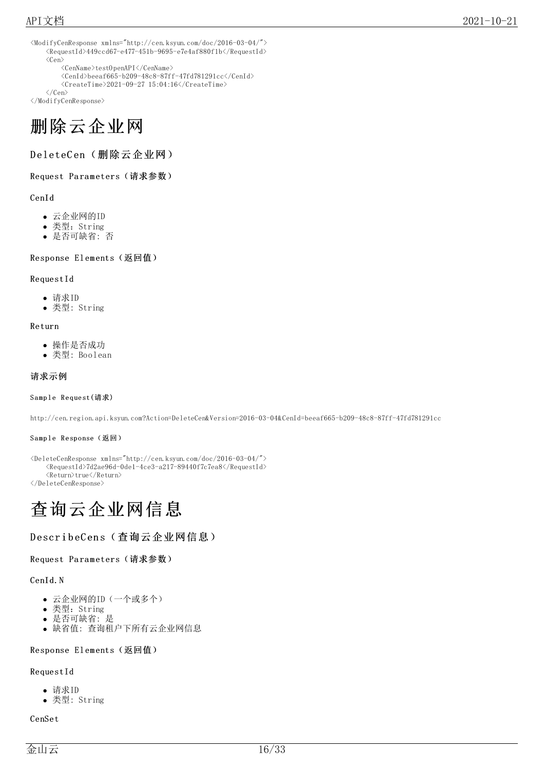```
<ModifyCenResponse xmlns="http://cen.ksyun.com/doc/2016-03-04/">
    <RequestId>449ccd67-e477-451b-9695-e7e4af880f1b</RequestId>
    <Cen>
        <CenName>testOpenAPI</CenName>
        <CenId>beeaf665-b209-48c8-87ff-47fd781291cc</CenId>
        <CreateTime>2021-09-27 15:04:16</CreateTime>
    </Cen>
</ModifyCenResponse>
```

# 删除云企业网

## DeleteCen（删除云企业网）

### Request Parameters（请求参数）

CenId

- 云企业网的ID
- 类型：String
- 是否可缺省: 否

### Response Elements（返回值）

RequestId

- 请求ID
- 类型: String

Return

- 操作是否成功
- 类型: Boolean

### 请求示例

#### Sample Request(请求)

```
http://cen.region.api.ksyun.com?Action=DeleteCen&Version=2016-03-04&CenId=beeaf665-b209-48c8-87ff-47fd781291cc
```

#### Sample Response（返回）

```
<DeleteCenResponse xmlns="http://cen.ksyun.com/doc/2016-03-04/">
    <RequestId>7d2ae96d-0de1-4ce3-a217-89440f7c7ea8</RequestId>
    <Return>true</Return>
</DeleteCenResponse>
```

# 查询云企业网信息

## DescribeCens（查询云企业网信息）

### Request Parameters（请求参数）

CenId.N

- 云企业网的ID（一个或多个）
- 类型：String
- 是否可缺省: 是
- 缺省值: 查询租户下所有云企业网信息

### Response Elements（返回值）

RequestId

- 请求ID
- 类型: String

CenSet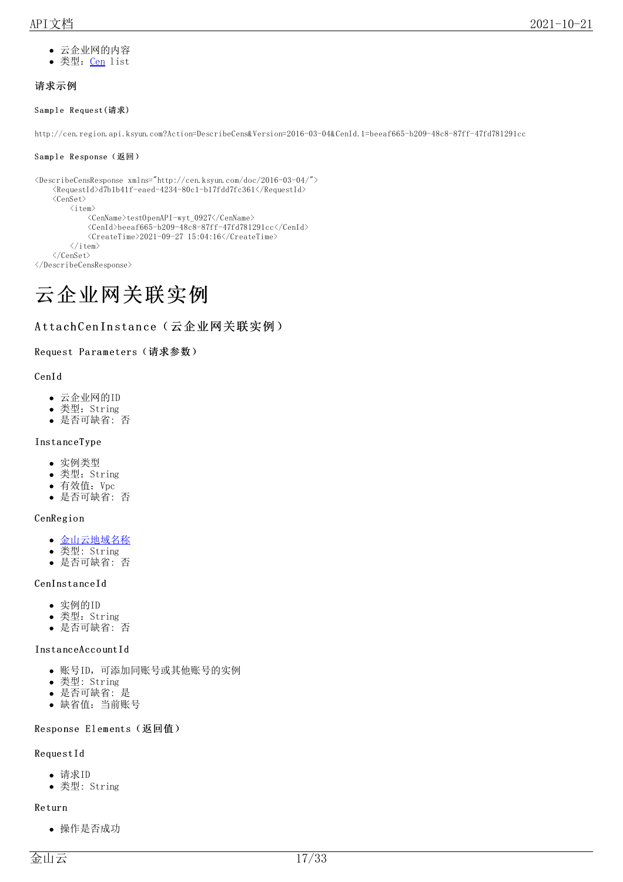- 云企业网的内容
- 类型：Cen list

#### 请求示例

##### Sample Request(请求)

```
http://cen.region.api.ksyun.com?Action=DescribeCens&Version=2016-03-04&CenId.1=beeaf665-b209-48c8-87ff-47fd781291cc
```

##### Sample Response（返回）

```
<DescribeCensResponse xmlns="http://cen.ksyun.com/doc/2016-03-04/">
    <RequestId>d7b1b41f-eaed-4234-80c1-b17fdd7fc361</RequestId>
    <CenSet>
        <item>
            <CenName>testOpenAPI-wyt_0927</CenName>
            <CenId>beeaf665-b209-48c8-87ff-47fd781291cc</CenId>
            <CreateTime>2021-09-27 15:04:16</CreateTime>
        </item>
    </CenSet>
</DescribeCensResponse>
```

# 云企业网关联实例

## AttachCenInstance（云企业网关联实例）

### Request Parameters（请求参数）

#### CenId

- 云企业网的ID
- 类型：String
- 是否可缺省：否

#### InstanceType

- 实例类型
- 类型：String
- 有效值：Vpc
- 是否可缺省：否

#### CenRegion

- 金山云地域名称
- 类型：String
- 是否可缺省：否

#### CenInstanceId

- 实例的ID
- 类型：String
- 是否可缺省：否

#### InstanceAccountId

- 账号ID，可添加同账号或其他账号的实例
- 类型：String
- 是否可缺省：是
- 缺省值：当前账号

### Response Elements（返回值）

#### RequestId

- 请求ID
- 类型：String

#### Return

- 操作是否成功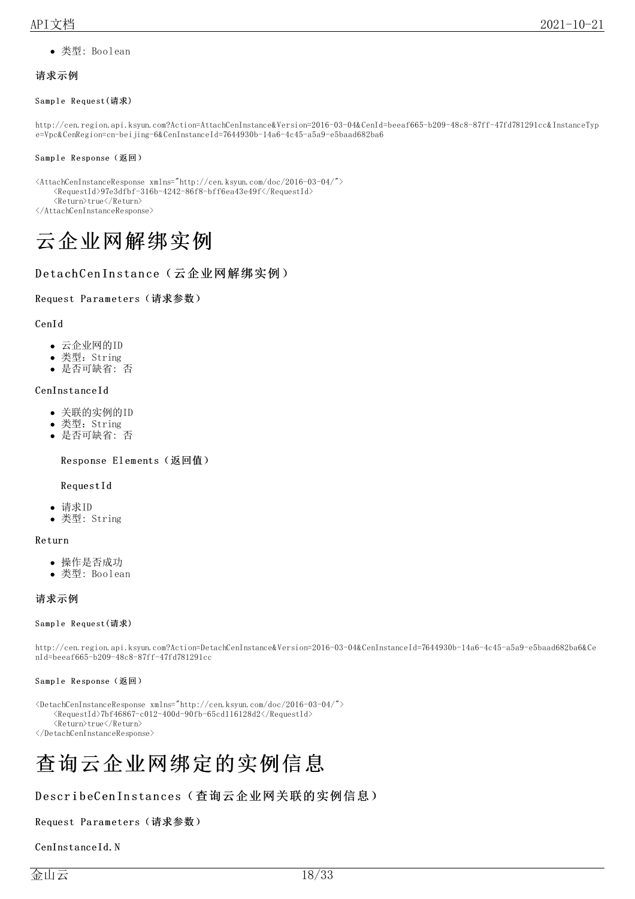- 类型: Boolean

#### 请求示例

##### Sample Request(请求)

```
http://cen.region.api.ksyun.com?Action=AttachCenInstance&Version=2016-03-04&CenId=beeaf665-b209-48c8-87ff-47fd781291cc&InstanceType=Vpc&CenRegion=cn-beijing-6&CenInstanceId=7644930b-14a6-4c45-a5a9-e5baad682ba6
```

##### Sample Response（返回）

```
<AttachCenInstanceResponse xmlns="http://cen.ksyun.com/doc/2016-03-04/">
    <RequestId>97e3dfbf-316b-4242-86f8-bff6ea43e49f</RequestId>
    <Return>true</Return>
</AttachCenInstanceResponse>
```

# 云企业网解绑实例

## DetachCenInstance（云企业网解绑实例）

### Request Parameters（请求参数）

CenId

- 云企业网的ID
- 类型：String
- 是否可缺省: 否

CenInstanceId

- 关联的实例的ID
- 类型：String
- 是否可缺省: 否

Response Elements（返回值）

RequestId

- 请求ID
- 类型: String

Return

- 操作是否成功
- 类型: Boolean

#### 请求示例

##### Sample Request(请求)

```
http://cen.region.api.ksyun.com?Action=DetachCenInstance&Version=2016-03-04&CenInstanceId=7644930b-14a6-4c45-a5a9-e5baad682ba6&CenId=beeaf665-b209-48c8-87ff-47fd781291cc
```

##### Sample Response（返回）

```
<DetachCenInstanceResponse xmlns="http://cen.ksyun.com/doc/2016-03-04/">
    <RequestId>7bf46867-c012-400d-90fb-65cd116128d2</RequestId>
    <Return>true</Return>
</DetachCenInstanceResponse>
```

# 查询云企业网绑定的实例信息

## DescribeCenInstances（查询云企业网关联的实例信息）

### Request Parameters（请求参数）

CenInstanceId.N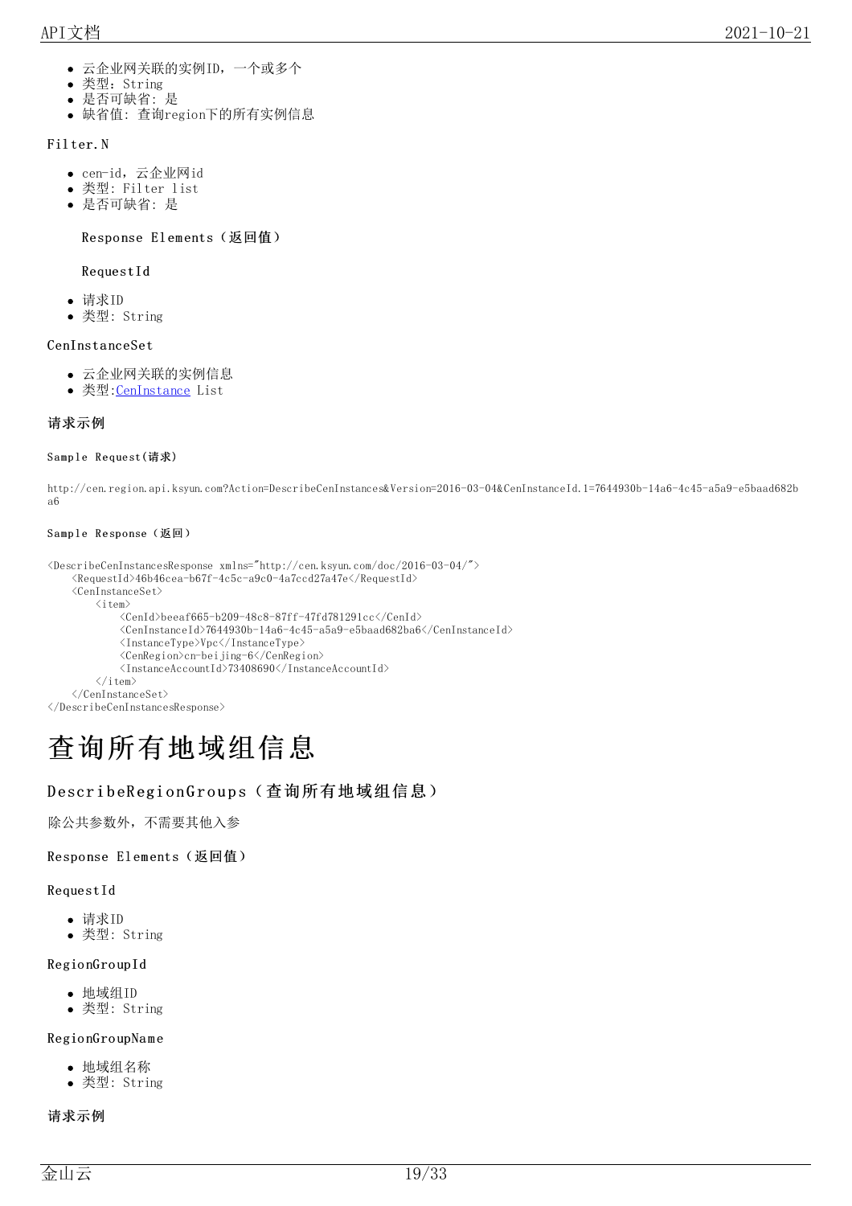- 云企业网关联的实例ID，一个或多个
- 类型：String
- 是否可缺省：是
- 缺省值：查询region下的所有实例信息

Filter.N

- cen-id，云企业网id
- 类型：Filter list
- 是否可缺省：是

Response Elements（返回值）

RequestId

- 请求ID
- 类型：String

CenInstanceSet

- 云企业网关联的实例信息
- 类型:CenInstance List

**请求示例**

**Sample Request(请求)**

```
http://cen.region.api.ksyun.com?Action=DescribeCenInstances&Version=2016-03-04&CenInstanceId.1=7644930b-14a6-4c45-a5a9-e5baad682ba6
```

**Sample Response（返回）**

```
<DescribeCenInstancesResponse xmlns="http://cen.ksyun.com/doc/2016-03-04/">
    <RequestId>46b46cea-b67f-4c5c-a9c0-4a7ccd27a47e</RequestId>
    <CenInstanceSet>
        <item>
            <CenId>beeaf665-b209-48c8-87ff-47fd781291cc</CenId>
            <CenInstanceId>7644930b-14a6-4c45-a5a9-e5baad682ba6</CenInstanceId>
            <InstanceType>Vpc</InstanceType>
            <CenRegion>cn-beijing-6</CenRegion>
            <InstanceAccountId>73408690</InstanceAccountId>
        </item>
    </CenInstanceSet>
</DescribeCenInstancesResponse>
```

# 查询所有地域组信息

## DescribeRegionGroups（查询所有地域组信息）

除公共参数外，不需要其他入参

Response Elements（返回值）

RequestId

- 请求ID
- 类型：String

RegionGroupId

- 地域组ID
- 类型：String

RegionGroupName

- 地域组名称
- 类型：String

**请求示例**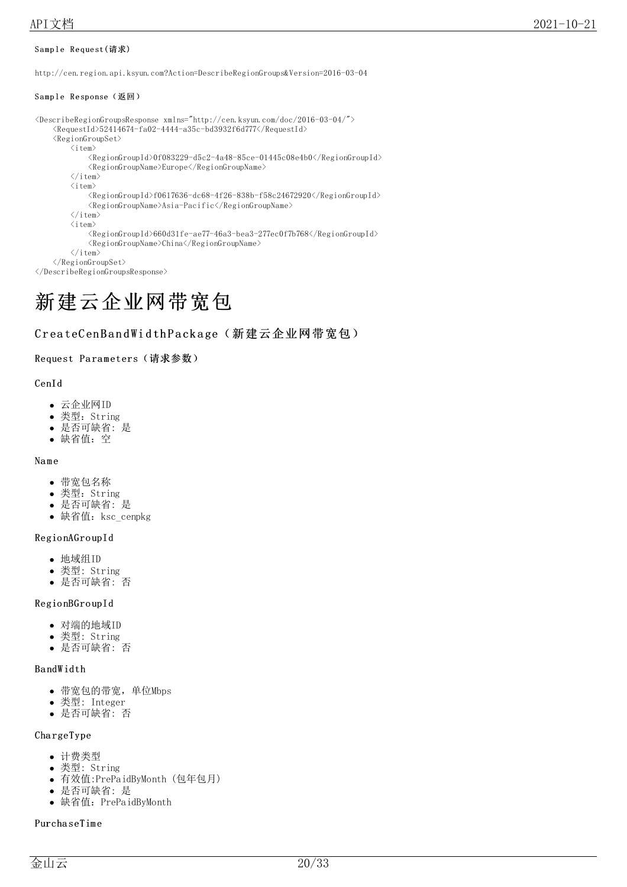Sample Request(请求)

http://cen.region.api.ksyun.com?Action=DescribeRegionGroups&Version=2016-03-04

Sample Response（返回）

```
<DescribeRegionGroupsResponse xmlns="http://cen.ksyun.com/doc/2016-03-04/">
    <RequestId>52414674-fa02-4444-a35c-bd3932f6d777</RequestId>
    <RegionGroupSet>
        <item>
            <RegionGroupId>0f083229-d5c2-4a48-85ce-01445c08e4b0</RegionGroupId>
            <RegionGroupName>Europe</RegionGroupName>
        </item>
        <item>
            <RegionGroupId>f0617636-dc68-4f26-838b-f58c24672920</RegionGroupId>
            <RegionGroupName>Asia-Pacific</RegionGroupName>
        </item>
        <item>
            <RegionGroupId>660d31fe-ae77-46a3-bea3-277ec0f7b768</RegionGroupId>
            <RegionGroupName>China</RegionGroupName>
        </item>
    </RegionGroupSet>
</DescribeRegionGroupsResponse>
```

# 新建云企业网带宽包

## CreateCenBandWidthPackage（新建云企业网带宽包）

### Request Parameters（请求参数）

CenId

- 云企业网ID
- 类型：String
- 是否可缺省: 是
- 缺省值：空

Name

- 带宽包名称
- 类型：String
- 是否可缺省: 是
- 缺省值：ksc_cenpkg

RegionAGroupId

- 地域组ID
- 类型: String
- 是否可缺省: 否

RegionBGroupId

- 对端的地域ID
- 类型: String
- 是否可缺省: 否

BandWidth

- 带宽包的带宽，单位Mbps
- 类型: Integer
- 是否可缺省: 否

ChargeType

- 计费类型
- 类型: String
- 有效值:PrePaidByMonth (包年包月)
- 是否可缺省: 是
- 缺省值：PrePaidByMonth

PurchaseTime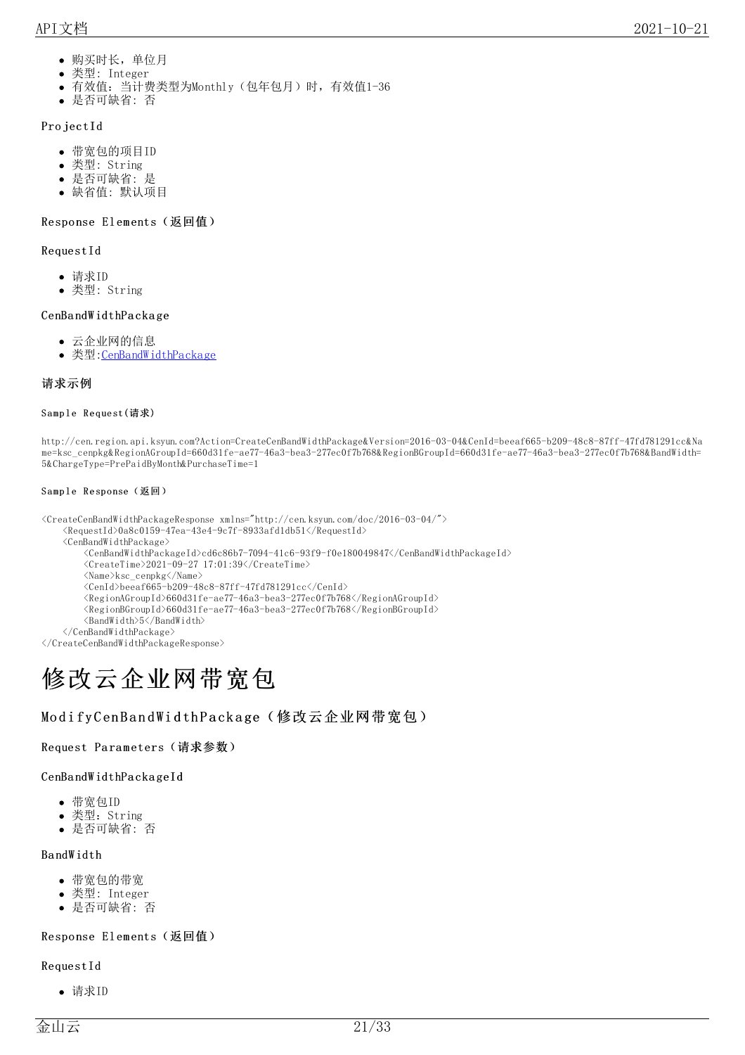- 购买时长，单位月
- 类型：Integer
- 有效值：当计费类型为Monthly（包年包月）时，有效值1-36
- 是否可缺省：否

ProjectId

- 带宽包的项目ID
- 类型：String
- 是否可缺省：是
- 缺省值：默认项目

Response Elements（返回值）

RequestId

- 请求ID
- 类型：String

CenBandWidthPackage

- 云企业网的信息
- 类型:CenBandWidthPackage

### 请求示例

#### Sample Request(请求)

```
http://cen.region.api.ksyun.com?Action=CreateCenBandWidthPackage&Version=2016-03-04&CenId=beeaf665-b209-48c8-87ff-47fd781291cc&Name=ksc_cenpkg&RegionAGroupId=660d31fe-ae77-46a3-bea3-277ec0f7b768&RegionBGroupId=660d31fe-ae77-46a3-bea3-277ec0f7b768&BandWidth=5&ChargeType=PrePaidByMonth&PurchaseTime=1
```

#### Sample Response（返回）

```
<CreateCenBandWidthPackageResponse xmlns="http://cen.ksyun.com/doc/2016-03-04/">
    <RequestId>0a8c0159-47ea-43e4-9c7f-8933afd1db51</RequestId>
    <CenBandWidthPackage>
        <CenBandWidthPackageId>cd6c86b7-7094-41c6-93f9-f0e180049847</CenBandWidthPackageId>
        <CreateTime>2021-09-27 17:01:39</CreateTime>
        <Name>ksc_cenpkg</Name>
        <CenId>beeaf665-b209-48c8-87ff-47fd781291cc</CenId>
        <RegionAGroupId>660d31fe-ae77-46a3-bea3-277ec0f7b768</RegionAGroupId>
        <RegionBGroupId>660d31fe-ae77-46a3-bea3-277ec0f7b768</RegionBGroupId>
        <BandWidth>5</BandWidth>
    </CenBandWidthPackage>
</CreateCenBandWidthPackageResponse>
```

# 修改云企业网带宽包

## ModifyCenBandWidthPackage（修改云企业网带宽包）

Request Parameters（请求参数）

CenBandWidthPackageId

- 带宽包ID
- 类型：String
- 是否可缺省：否

BandWidth

- 带宽包的带宽
- 类型：Integer
- 是否可缺省：否

Response Elements（返回值）

RequestId

- 请求ID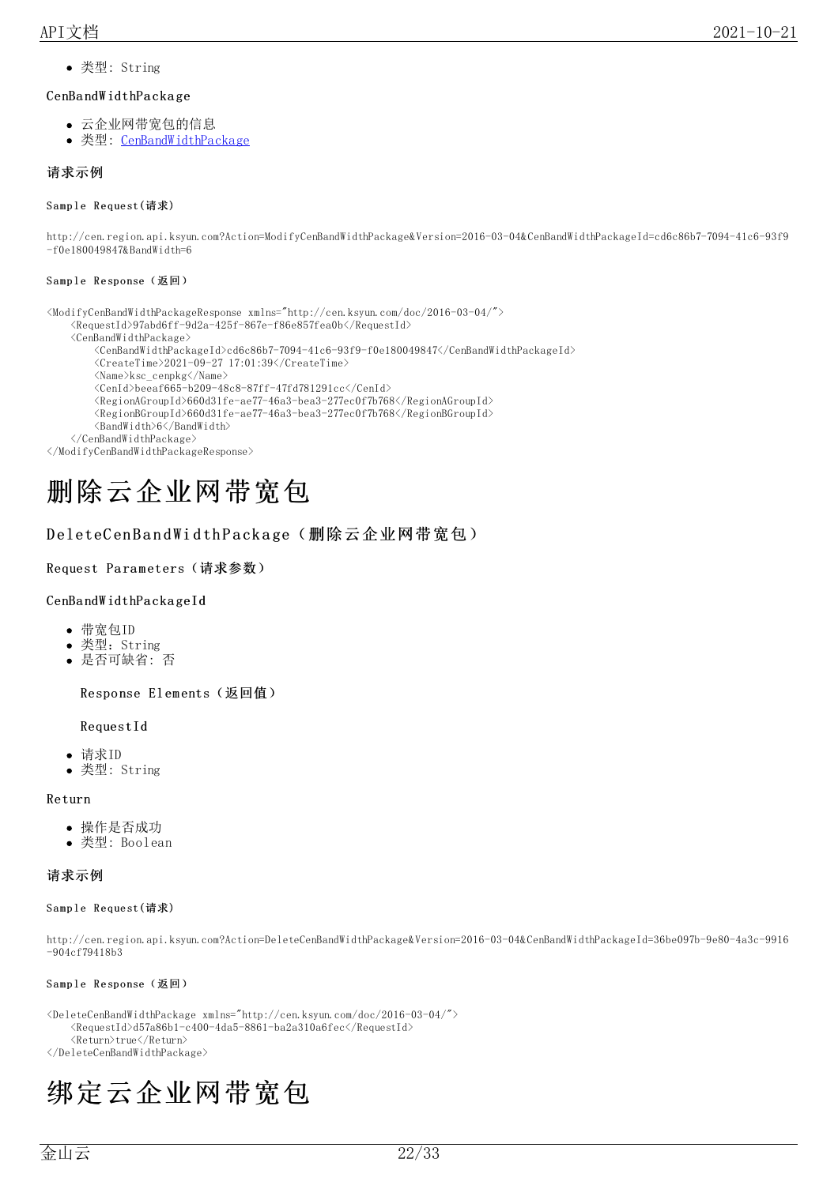- 类型: String

CenBandWidthPackage

- 云企业网带宽包的信息
- 类型: CenBandWidthPackage

#### 请求示例

##### Sample Request(请求)

```
http://cen.region.api.ksyun.com?Action=ModifyCenBandWidthPackage&Version=2016-03-04&CenBandWidthPackageId=cd6c86b7-7094-41c6-93f9-f0e180049847&BandWidth=6
```

##### Sample Response (返回)

```
<ModifyCenBandWidthPackageResponse xmlns="http://cen.ksyun.com/doc/2016-03-04/">
    <RequestId>97abd6ff-9d2a-425f-867e-f86e857fea0b</RequestId>
    <CenBandWidthPackage>
        <CenBandWidthPackageId>cd6c86b7-7094-41c6-93f9-f0e180049847</CenBandWidthPackageId>
        <CreateTime>2021-09-27 17:01:39</CreateTime>
        <Name>ksc_cenpkg</Name>
        <CenId>beeaf665-b209-48c8-87ff-47fd781291cc</CenId>
        <RegionAGroupId>660d31fe-ae77-46a3-bea3-277ec0f7b768</RegionAGroupId>
        <RegionBGroupId>660d31fe-ae77-46a3-bea3-277ec0f7b768</RegionBGroupId>
        <BandWidth>6</BandWidth>
    </CenBandWidthPackage>
</ModifyCenBandWidthPackageResponse>
```

# 删除云企业网带宽包

## DeleteCenBandWidthPackage (删除云企业网带宽包)

### Request Parameters (请求参数)

CenBandWidthPackageId

- 带宽包ID
- 类型: String
- 是否可缺省: 否

### Response Elements (返回值)

RequestId

- 请求ID
- 类型: String

Return

- 操作是否成功
- 类型: Boolean

#### 请求示例

##### Sample Request(请求)

```
http://cen.region.api.ksyun.com?Action=DeleteCenBandWidthPackage&Version=2016-03-04&CenBandWidthPackageId=36be097b-9e80-4a3c-9916-904cf79418b3
```

##### Sample Response (返回)

```
<DeleteCenBandWidthPackage xmlns="http://cen.ksyun.com/doc/2016-03-04/">
    <RequestId>d57a86b1-c400-4da5-8861-ba2a310a6fec</RequestId>
    <Return>true</Return>
</DeleteCenBandWidthPackage>
```

# 绑定云企业网带宽包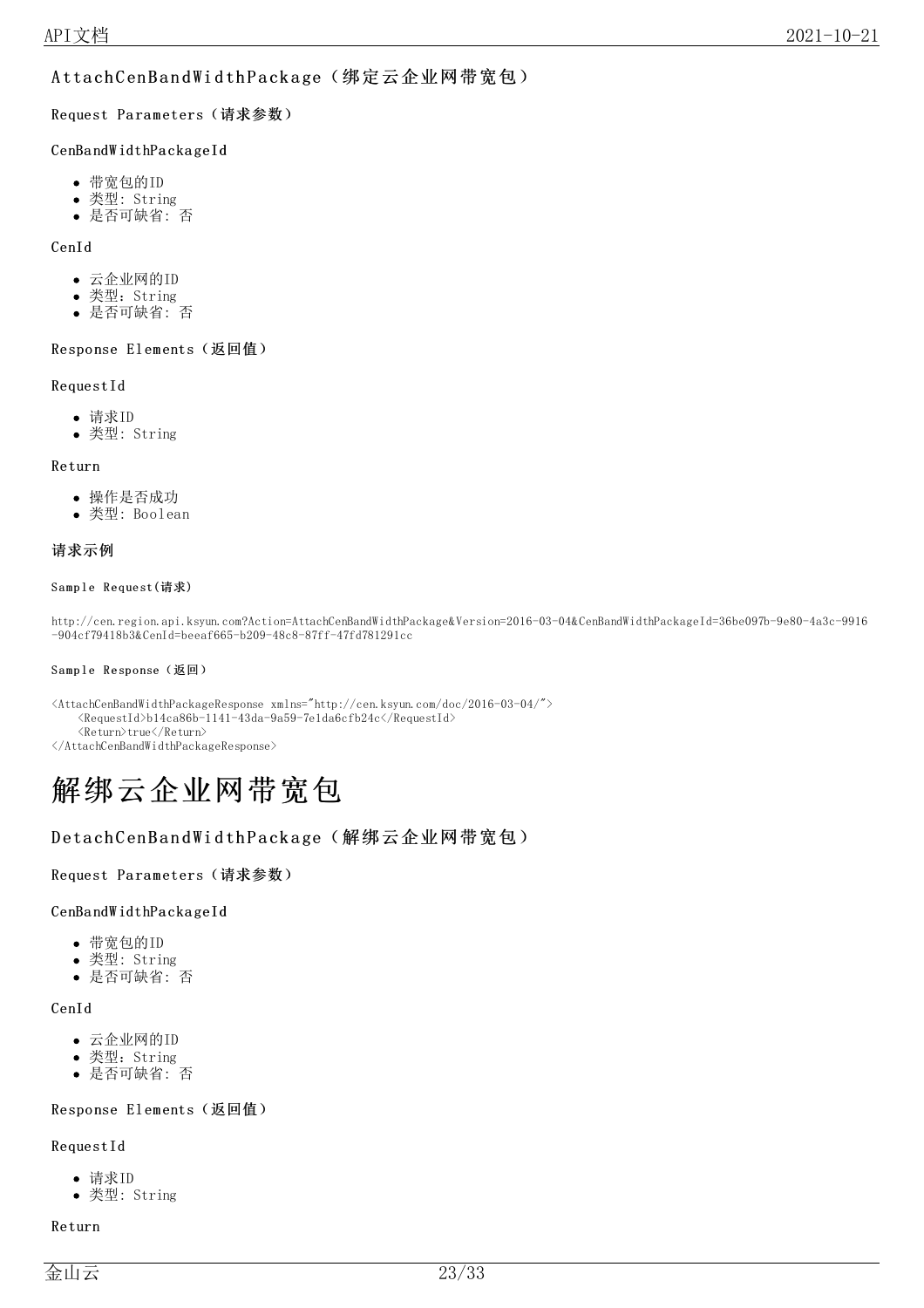### AttachCenBandWidthPackage（绑定云企业网带宽包）

#### Request Parameters（请求参数）

##### CenBandWidthPackageId

- 带宽包的ID
- 类型: String
- 是否可缺省: 否

##### CenId

- 云企业网的ID
- 类型：String
- 是否可缺省: 否

#### Response Elements（返回值）

##### RequestId

- 请求ID
- 类型: String

##### Return

- 操作是否成功
- 类型: Boolean

#### 请求示例

##### Sample Request(请求)

```
http://cen.region.api.ksyun.com?Action=AttachCenBandWidthPackage&Version=2016-03-04&CenBandWidthPackageId=36be097b-9e80-4a3c-9916-904cf79418b3&CenId=beeaf665-b209-48c8-87ff-47fd781291cc
```

##### Sample Response（返回）

```
<AttachCenBandWidthPackageResponse xmlns="http://cen.ksyun.com/doc/2016-03-04/">
    <RequestId>b14ca86b-1141-43da-9a59-7e1da6cfb24c</RequestId>
    <Return>true</Return>
</AttachCenBandWidthPackageResponse>
```

# 解绑云企业网带宽包

### DetachCenBandWidthPackage（解绑云企业网带宽包）

#### Request Parameters（请求参数）

##### CenBandWidthPackageId

- 带宽包的ID
- 类型: String
- 是否可缺省: 否

##### CenId

- 云企业网的ID
- 类型：String
- 是否可缺省: 否

#### Response Elements（返回值）

##### RequestId

- 请求ID
- 类型: String

##### Return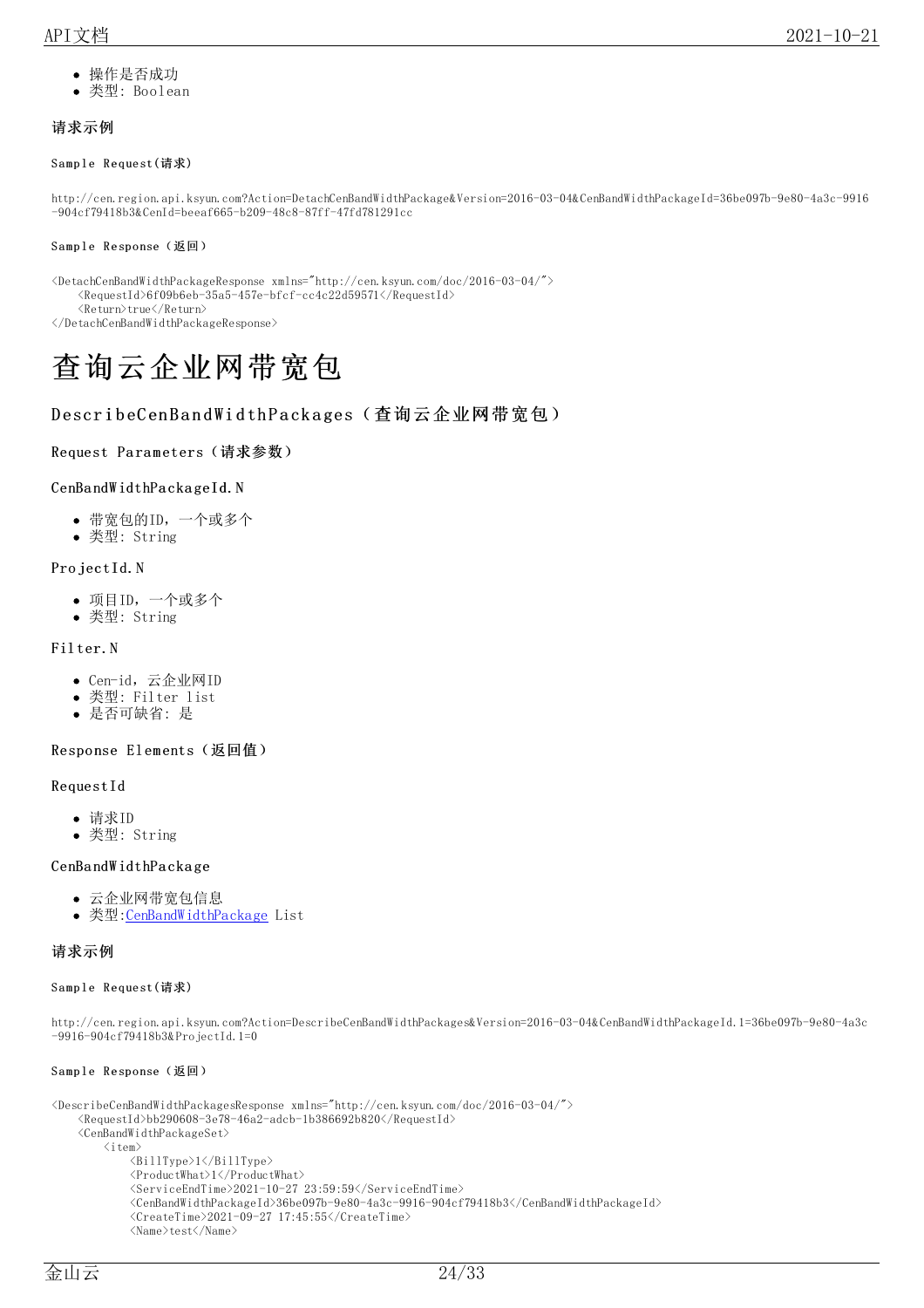- 操作是否成功
- 类型: Boolean

#### 请求示例

##### Sample Request(请求)

```
http://cen.region.api.ksyun.com?Action=DetachCenBandWidthPackage&Version=2016-03-04&CenBandWidthPackageId=36be097b-9e80-4a3c-9916-904cf79418b3&CenId=beeaf665-b209-48c8-87ff-47fd781291cc
```

##### Sample Response（返回）

```
<DetachCenBandWidthPackageResponse xmlns="http://cen.ksyun.com/doc/2016-03-04/">
    <RequestId>6f09b6eb-35a5-457e-bfcf-cc4c22d59571</RequestId>
    <Return>true</Return>
</DetachCenBandWidthPackageResponse>
```

# 查询云企业网带宽包

## DescribeCenBandWidthPackages（查询云企业网带宽包）

### Request Parameters（请求参数）

### CenBandWidthPackageId.N

- 带宽包的ID，一个或多个
- 类型: String

### ProjectId.N

- 项目ID，一个或多个
- 类型: String

### Filter.N

- Cen-id，云企业网ID
- 类型: Filter list
- 是否可缺省: 是

### Response Elements（返回值）

### RequestId

- 请求ID
- 类型: String

### CenBandWidthPackage

- 云企业网带宽包信息
- 类型:CenBandWidthPackage List

#### 请求示例

##### Sample Request(请求)

```
http://cen.region.api.ksyun.com?Action=DescribeCenBandWidthPackages&Version=2016-03-04&CenBandWidthPackageId.1=36be097b-9e80-4a3c-9916-904cf79418b3&ProjectId.1=0
```

##### Sample Response（返回）

```
<DescribeCenBandWidthPackagesResponse xmlns="http://cen.ksyun.com/doc/2016-03-04/">
    <RequestId>bb290608-3e78-46a2-adcb-1b386692b820</RequestId>
    <CenBandWidthPackageSet>
        <item>
            <BillType>1</BillType>
            <ProductWhat>1</ProductWhat>
            <ServiceEndTime>2021-10-27 23:59:59</ServiceEndTime>
            <CenBandWidthPackageId>36be097b-9e80-4a3c-9916-904cf79418b3</CenBandWidthPackageId>
            <CreateTime>2021-09-27 17:45:55</CreateTime>
            <Name>test</Name>
```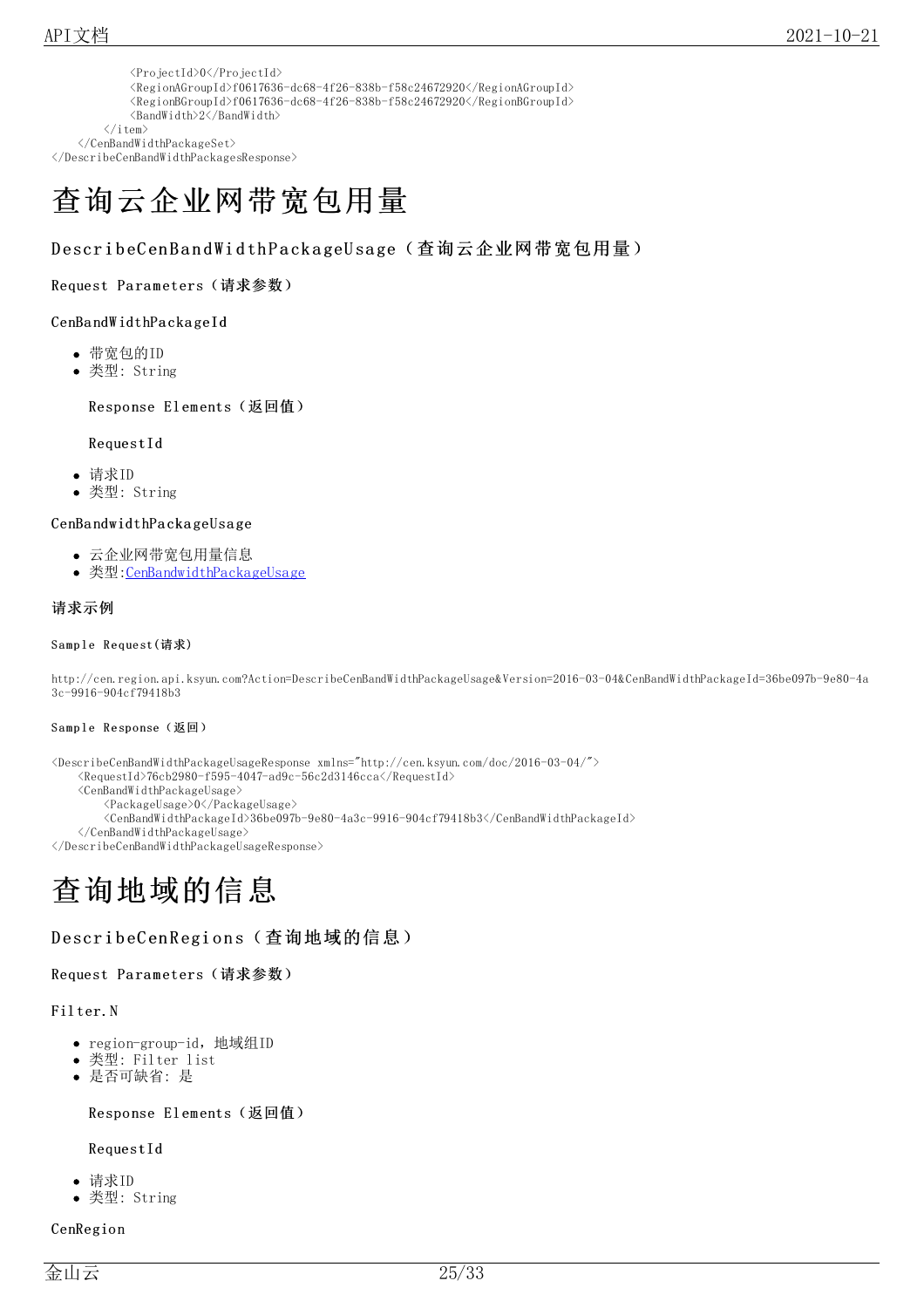```
            <ProjectId>0</ProjectId>
            <RegionAGroupId>f0617636-dc68-4f26-838b-f58c24672920</RegionAGroupId>
            <RegionBGroupId>f0617636-dc68-4f26-838b-f58c24672920</RegionBGroupId>
            <BandWidth>2</BandWidth>
        </item>
    </CenBandWidthPackageSet>
</DescribeCenBandWidthPackagesResponse>
```

# 查询云企业网带宽包用量

## DescribeCenBandWidthPackageUsage（查询云企业网带宽包用量）

### Request Parameters（请求参数）

#### CenBandWidthPackageId

- 带宽包的ID
- 类型: String

### Response Elements（返回值）

#### RequestId

- 请求ID
- 类型: String

#### CenBandwidthPackageUsage

- 云企业网带宽包用量信息
- 类型:CenBandwidthPackageUsage

### 请求示例

#### Sample Request(请求)

```
http://cen.region.api.ksyun.com?Action=DescribeCenBandWidthPackageUsage&Version=2016-03-04&CenBandWidthPackageId=36be097b-9e80-4a3c-9916-904cf79418b3
```

#### Sample Response（返回）

```
<DescribeCenBandWidthPackageUsageResponse xmlns="http://cen.ksyun.com/doc/2016-03-04/">
    <RequestId>76cb2980-f595-4047-ad9c-56c2d3146cca</RequestId>
    <CenBandWidthPackageUsage>
        <PackageUsage>0</PackageUsage>
        <CenBandWidthPackageId>36be097b-9e80-4a3c-9916-904cf79418b3</CenBandWidthPackageId>
    </CenBandWidthPackageUsage>
</DescribeCenBandWidthPackageUsageResponse>
```

# 查询地域的信息

## DescribeCenRegions（查询地域的信息）

### Request Parameters（请求参数）

#### Filter.N

- region-group-id，地域组ID
- 类型: Filter list
- 是否可缺省: 是

### Response Elements（返回值）

#### RequestId

- 请求ID
- 类型: String

#### CenRegion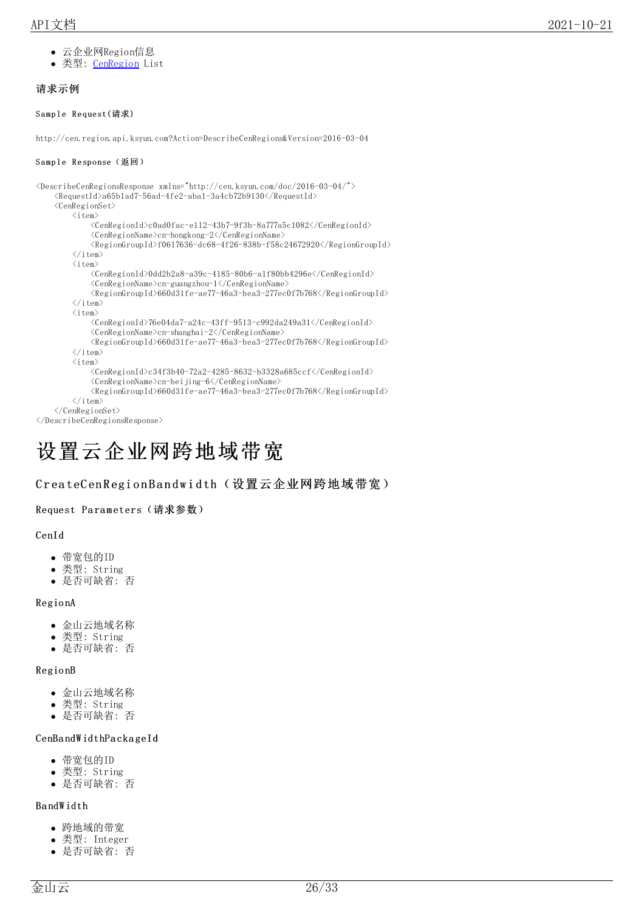- 云企业网Region信息
- 类型: CenRegion List

#### 请求示例

##### Sample Request(请求)

```
http://cen.region.api.ksyun.com?Action=DescribeCenRegions&Version=2016-03-04
```

##### Sample Response (返回)

```
<DescribeCenRegionsResponse xmlns="http://cen.ksyun.com/doc/2016-03-04/">
    <RequestId>a65b1ad7-56ad-4fe2-aba1-3a4cb72b9130</RequestId>
    <CenRegionSet>
        <item>
            <CenRegionId>c0ad0fac-e112-43b7-9f3b-8a777a5c1082</CenRegionId>
            <CenRegionName>cn-hongkong-2</CenRegionName>
            <RegionGroupId>f0617636-dc68-4f26-838b-f58c24672920</RegionGroupId>
        </item>
        <item>
            <CenRegionId>0dd2b2a8-a39c-4185-80b6-a1f80bb4296e</CenRegionId>
            <CenRegionName>cn-guangzhou-1</CenRegionName>
            <RegionGroupId>660d31fe-ae77-46a3-bea3-277ec0f7b768</RegionGroupId>
        </item>
        <item>
            <CenRegionId>76e04da7-a24c-43ff-9513-c992da249a31</CenRegionId>
            <CenRegionName>cn-shanghai-2</CenRegionName>
            <RegionGroupId>660d31fe-ae77-46a3-bea3-277ec0f7b768</RegionGroupId>
        </item>
        <item>
            <CenRegionId>c34f3b40-72a2-4285-8632-b3328a685ccf</CenRegionId>
            <CenRegionName>cn-beijing-6</CenRegionName>
            <RegionGroupId>660d31fe-ae77-46a3-bea3-277ec0f7b768</RegionGroupId>
        </item>
    </CenRegionSet>
</DescribeCenRegionsResponse>
```

# 设置云企业网跨地域带宽

## CreateCenRegionBandwidth（设置云企业网跨地域带宽）

### Request Parameters（请求参数）

#### CenId

- 带宽包的ID
- 类型: String
- 是否可缺省: 否

#### RegionA

- 金山云地域名称
- 类型: String
- 是否可缺省: 否

#### RegionB

- 金山云地域名称
- 类型: String
- 是否可缺省: 否

#### CenBandWidthPackageId

- 带宽包的ID
- 类型: String
- 是否可缺省: 否

#### BandWidth

- 跨地域的带宽
- 类型: Integer
- 是否可缺省: 否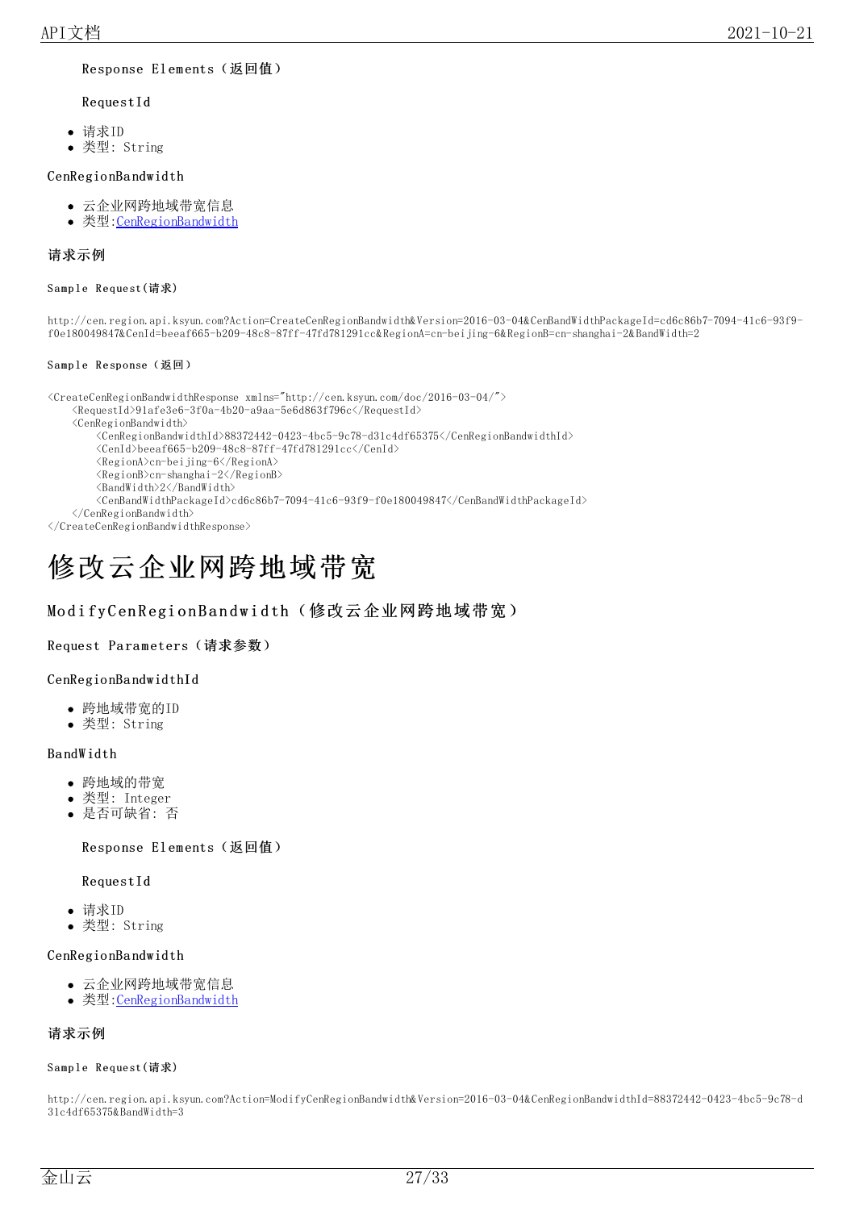Response Elements（返回值）

RequestId

- 请求ID
- 类型: String

CenRegionBandwidth

- 云企业网跨地域带宽信息
- 类型:CenRegionBandwidth

#### 请求示例

##### Sample Request(请求)

```
http://cen.region.api.ksyun.com?Action=CreateCenRegionBandwidth&Version=2016-03-04&CenBandWidthPackageId=cd6c86b7-7094-41c6-93f9-f0e180049847&CenId=beeaf665-b209-48c8-87ff-47fd781291cc&RegionA=cn-beijing-6&RegionB=cn-shanghai-2&BandWidth=2
```

##### Sample Response（返回）

```
<CreateCenRegionBandwidthResponse xmlns="http://cen.ksyun.com/doc/2016-03-04/">
    <RequestId>91afe3e6-3f0a-4b20-a9aa-5e6d863f796c</RequestId>
    <CenRegionBandwidth>
        <CenRegionBandwidthId>88372442-0423-4bc5-9c78-d31c4df65375</CenRegionBandwidthId>
        <CenId>beeaf665-b209-48c8-87ff-47fd781291cc</CenId>
        <RegionA>cn-beijing-6</RegionA>
        <RegionB>cn-shanghai-2</RegionB>
        <BandWidth>2</BandWidth>
        <CenBandWidthPackageId>cd6c86b7-7094-41c6-93f9-f0e180049847</CenBandWidthPackageId>
    </CenRegionBandwidth>
</CreateCenRegionBandwidthResponse>
```

# 修改云企业网跨地域带宽

## ModifyCenRegionBandwidth（修改云企业网跨地域带宽）

Request Parameters（请求参数）

CenRegionBandwidthId

- 跨地域带宽的ID
- 类型: String

BandWidth

- 跨地域的带宽
- 类型: Integer
- 是否可缺省: 否

Response Elements（返回值）

RequestId

- 请求ID
- 类型: String

CenRegionBandwidth

- 云企业网跨地域带宽信息
- 类型:CenRegionBandwidth

#### 请求示例

##### Sample Request(请求)

```
http://cen.region.api.ksyun.com?Action=ModifyCenRegionBandwidth&Version=2016-03-04&CenRegionBandwidthId=88372442-0423-4bc5-9c78-d31c4df65375&BandWidth=3
```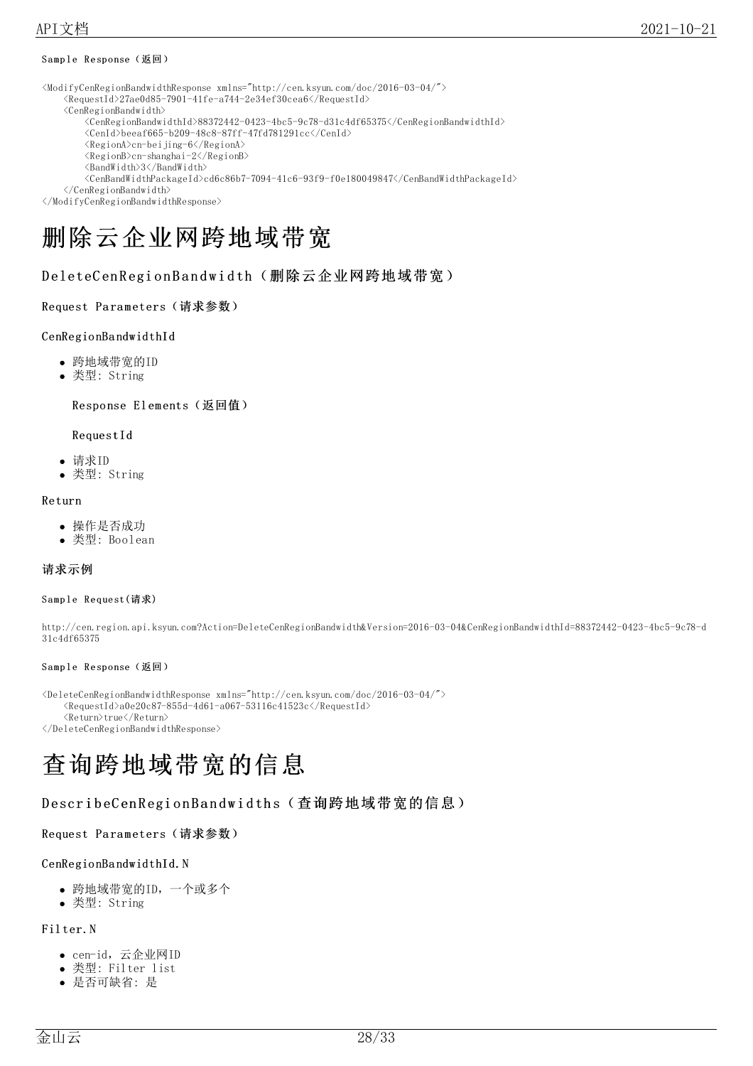Sample Response（返回）

```
<ModifyCenRegionBandwidthResponse xmlns="http://cen.ksyun.com/doc/2016-03-04/">
    <RequestId>27ae0d85-7901-41fe-a744-2e34ef30cea6</RequestId>
    <CenRegionBandwidth>
        <CenRegionBandwidthId>88372442-0423-4bc5-9c78-d31c4df65375</CenRegionBandwidthId>
        <CenId>beeaf665-b209-48c8-87ff-47fd781291cc</CenId>
        <RegionA>cn-beijing-6</RegionA>
        <RegionB>cn-shanghai-2</RegionB>
        <BandWidth>3</BandWidth>
        <CenBandWidthPackageId>cd6c86b7-7094-41c6-93f9-f0e180049847</CenBandWidthPackageId>
    </CenRegionBandwidth>
</ModifyCenRegionBandwidthResponse>
```

# 删除云企业网跨地域带宽

## DeleteCenRegionBandwidth（删除云企业网跨地域带宽）

### Request Parameters（请求参数）

CenRegionBandwidthId

- 跨地域带宽的ID
- 类型: String

### Response Elements（返回值）

RequestId

- 请求ID
- 类型: String

Return

- 操作是否成功
- 类型: Boolean

**请求示例**

Sample Request(请求)

```
http://cen.region.api.ksyun.com?Action=DeleteCenRegionBandwidth&Version=2016-03-04&CenRegionBandwidthId=88372442-0423-4bc5-9c78-d31c4df65375
```

Sample Response（返回）

```
<DeleteCenRegionBandwidthResponse xmlns="http://cen.ksyun.com/doc/2016-03-04/">
    <RequestId>a0e20c87-855d-4d61-a067-53116c41523c</RequestId>
    <Return>true</Return>
</DeleteCenRegionBandwidthResponse>
```

# 查询跨地域带宽的信息

## DescribeCenRegionBandwidths（查询跨地域带宽的信息）

### Request Parameters（请求参数）

CenRegionBandwidthId.N

- 跨地域带宽的ID，一个或多个
- 类型: String

Filter.N

- cen-id，云企业网ID
- 类型: Filter list
- 是否可缺省: 是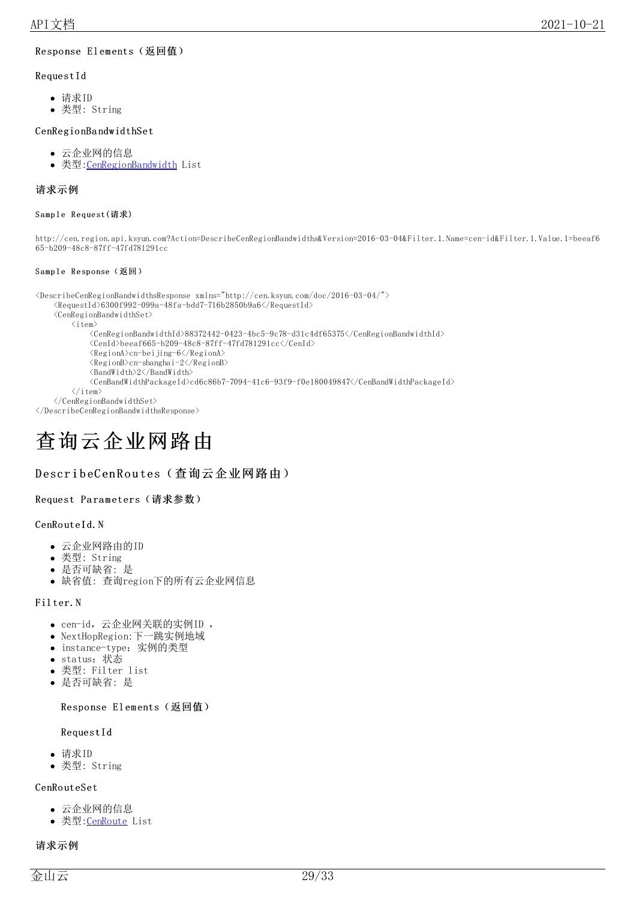#### Response Elements（返回值）

#### RequestId

- 请求ID
- 类型: String

#### CenRegionBandwidthSet

- 云企业网的信息
- 类型:CenRegionBandwidth List

#### 请求示例

##### Sample Request(请求)

```
http://cen.region.api.ksyun.com?Action=DescribeCenRegionBandwidths&Version=2016-03-04&Filter.1.Name=cen-id&Filter.1.Value.1=beeaf665-b209-48c8-87ff-47fd781291cc
```

##### Sample Response（返回）

```
<DescribeCenRegionBandwidthsResponse xmlns="http://cen.ksyun.com/doc/2016-03-04/">
    <RequestId>6300f992-099a-48fa-bdd7-716b2850b9a6</RequestId>
    <CenRegionBandwidthSet>
        <item>
            <CenRegionBandwidthId>88372442-0423-4bc5-9c78-d31c4df65375</CenRegionBandwidthId>
            <CenId>beeaf665-b209-48c8-87ff-47fd781291cc</CenId>
            <RegionA>cn-beijing-6</RegionA>
            <RegionB>cn-shanghai-2</RegionB>
            <BandWidth>2</BandWidth>
            <CenBandWidthPackageId>cd6c86b7-7094-41c6-93f9-f0e180049847</CenBandWidthPackageId>
        </item>
    </CenRegionBandwidthSet>
</DescribeCenRegionBandwidthsResponse>
```

# 查询云企业网路由

## DescribeCenRoutes（查询云企业网路由）

#### Request Parameters（请求参数）

#### CenRouteId.N

- 云企业网路由的ID
- 类型: String
- 是否可缺省: 是
- 缺省值: 查询region下的所有云企业网信息

#### Filter.N

- cen-id，云企业网关联的实例ID ，
- NextHopRegion:下一跳实例地域
- instance-type：实例的类型
- status：状态
- 类型: Filter list
- 是否可缺省: 是

#### Response Elements（返回值）

#### RequestId

- 请求ID
- 类型: String

#### CenRouteSet

- 云企业网的信息
- 类型:CenRoute List

#### 请求示例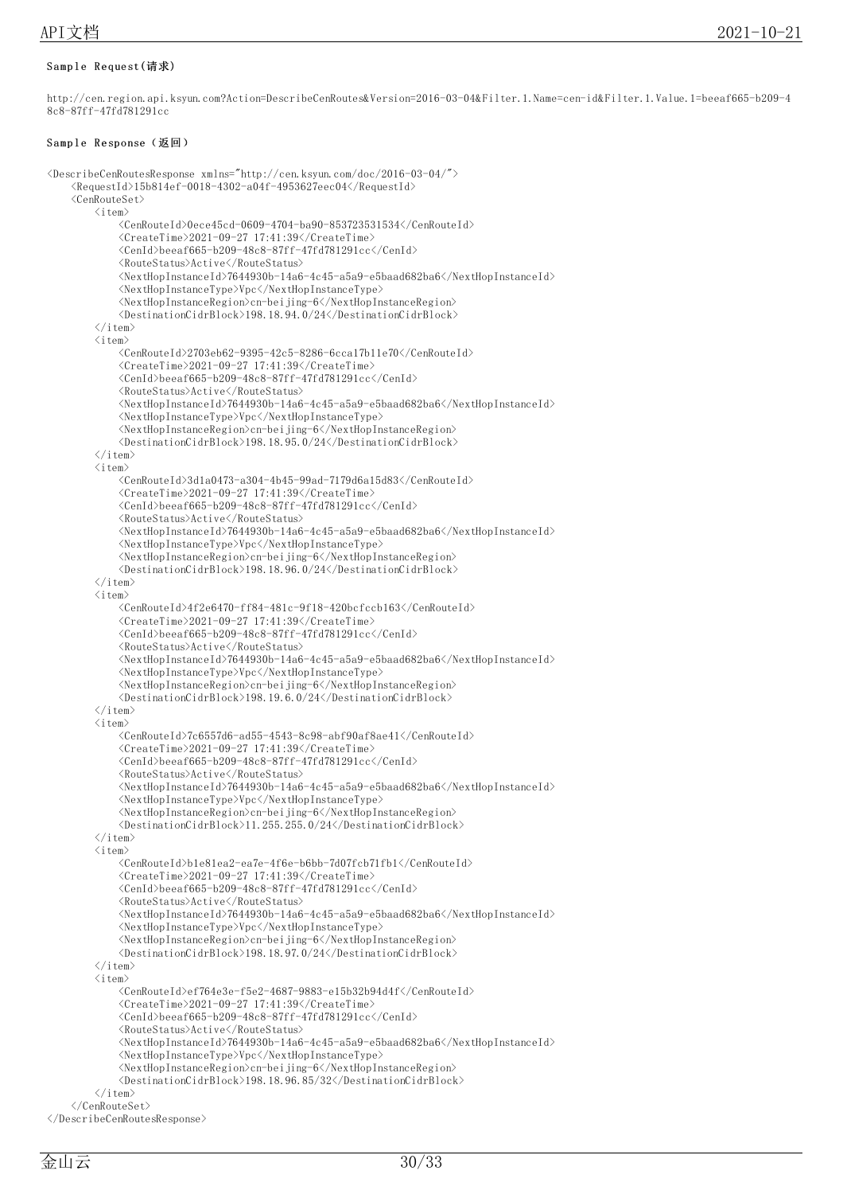Sample Request(请求)

```
http://cen.region.api.ksyun.com?Action=DescribeCenRoutes&Version=2016-03-04&Filter.1.Name=cen-id&Filter.1.Value.1=beeaf665-b209-48c8-87ff-47fd781291cc
```

Sample Response（返回）

```
<DescribeCenRoutesResponse xmlns="http://cen.ksyun.com/doc/2016-03-04/">
    <RequestId>15b814ef-0018-4302-a04f-4953627eec04</RequestId>
    <CenRouteSet>
        <item>
            <CenRouteId>0ece45cd-0609-4704-ba90-853723531534</CenRouteId>
            <CreateTime>2021-09-27 17:41:39</CreateTime>
            <CenId>beeaf665-b209-48c8-87ff-47fd781291cc</CenId>
            <RouteStatus>Active</RouteStatus>
            <NextHopInstanceId>7644930b-14a6-4c45-a5a9-e5baad682ba6</NextHopInstanceId>
            <NextHopInstanceType>Vpc</NextHopInstanceType>
            <NextHopInstanceRegion>cn-beijing-6</NextHopInstanceRegion>
            <DestinationCidrBlock>198.18.94.0/24</DestinationCidrBlock>
        </item>
        <item>
            <CenRouteId>2703eb62-9395-42c5-8286-6cca17b11e70</CenRouteId>
            <CreateTime>2021-09-27 17:41:39</CreateTime>
            <CenId>beeaf665-b209-48c8-87ff-47fd781291cc</CenId>
            <RouteStatus>Active</RouteStatus>
            <NextHopInstanceId>7644930b-14a6-4c45-a5a9-e5baad682ba6</NextHopInstanceId>
            <NextHopInstanceType>Vpc</NextHopInstanceType>
            <NextHopInstanceRegion>cn-beijing-6</NextHopInstanceRegion>
            <DestinationCidrBlock>198.18.95.0/24</DestinationCidrBlock>
        </item>
        <item>
            <CenRouteId>3d1a0473-a304-4b45-99ad-7179d6a15d83</CenRouteId>
            <CreateTime>2021-09-27 17:41:39</CreateTime>
            <CenId>beeaf665-b209-48c8-87ff-47fd781291cc</CenId>
            <RouteStatus>Active</RouteStatus>
            <NextHopInstanceId>7644930b-14a6-4c45-a5a9-e5baad682ba6</NextHopInstanceId>
            <NextHopInstanceType>Vpc</NextHopInstanceType>
            <NextHopInstanceRegion>cn-beijing-6</NextHopInstanceRegion>
            <DestinationCidrBlock>198.18.96.0/24</DestinationCidrBlock>
        </item>
        <item>
            <CenRouteId>4f2e6470-ff84-481c-9f18-420bcfccb163</CenRouteId>
            <CreateTime>2021-09-27 17:41:39</CreateTime>
            <CenId>beeaf665-b209-48c8-87ff-47fd781291cc</CenId>
            <RouteStatus>Active</RouteStatus>
            <NextHopInstanceId>7644930b-14a6-4c45-a5a9-e5baad682ba6</NextHopInstanceId>
            <NextHopInstanceType>Vpc</NextHopInstanceType>
            <NextHopInstanceRegion>cn-beijing-6</NextHopInstanceRegion>
            <DestinationCidrBlock>198.19.6.0/24</DestinationCidrBlock>
        </item>
        <item>
            <CenRouteId>7c6557d6-ad55-4543-8c98-abf90af8ae41</CenRouteId>
            <CreateTime>2021-09-27 17:41:39</CreateTime>
            <CenId>beeaf665-b209-48c8-87ff-47fd781291cc</CenId>
            <RouteStatus>Active</RouteStatus>
            <NextHopInstanceId>7644930b-14a6-4c45-a5a9-e5baad682ba6</NextHopInstanceId>
            <NextHopInstanceType>Vpc</NextHopInstanceType>
            <NextHopInstanceRegion>cn-beijing-6</NextHopInstanceRegion>
            <DestinationCidrBlock>11.255.255.0/24</DestinationCidrBlock>
        </item>
        <item>
            <CenRouteId>b1e81ea2-ea7e-4f6e-b6bb-7d07fcb71fb1</CenRouteId>
            <CreateTime>2021-09-27 17:41:39</CreateTime>
            <CenId>beeaf665-b209-48c8-87ff-47fd781291cc</CenId>
            <RouteStatus>Active</RouteStatus>
            <NextHopInstanceId>7644930b-14a6-4c45-a5a9-e5baad682ba6</NextHopInstanceId>
            <NextHopInstanceType>Vpc</NextHopInstanceType>
            <NextHopInstanceRegion>cn-beijing-6</NextHopInstanceRegion>
            <DestinationCidrBlock>198.18.97.0/24</DestinationCidrBlock>
        </item>
        <item>
            <CenRouteId>ef764e3e-f5e2-4687-9883-e15b32b94d4f</CenRouteId>
            <CreateTime>2021-09-27 17:41:39</CreateTime>
            <CenId>beeaf665-b209-48c8-87ff-47fd781291cc</CenId>
            <RouteStatus>Active</RouteStatus>
            <NextHopInstanceId>7644930b-14a6-4c45-a5a9-e5baad682ba6</NextHopInstanceId>
            <NextHopInstanceType>Vpc</NextHopInstanceType>
            <NextHopInstanceRegion>cn-beijing-6</NextHopInstanceRegion>
            <DestinationCidrBlock>198.18.96.85/32</DestinationCidrBlock>
        </item>
    </CenRouteSet>
</DescribeCenRoutesResponse>
```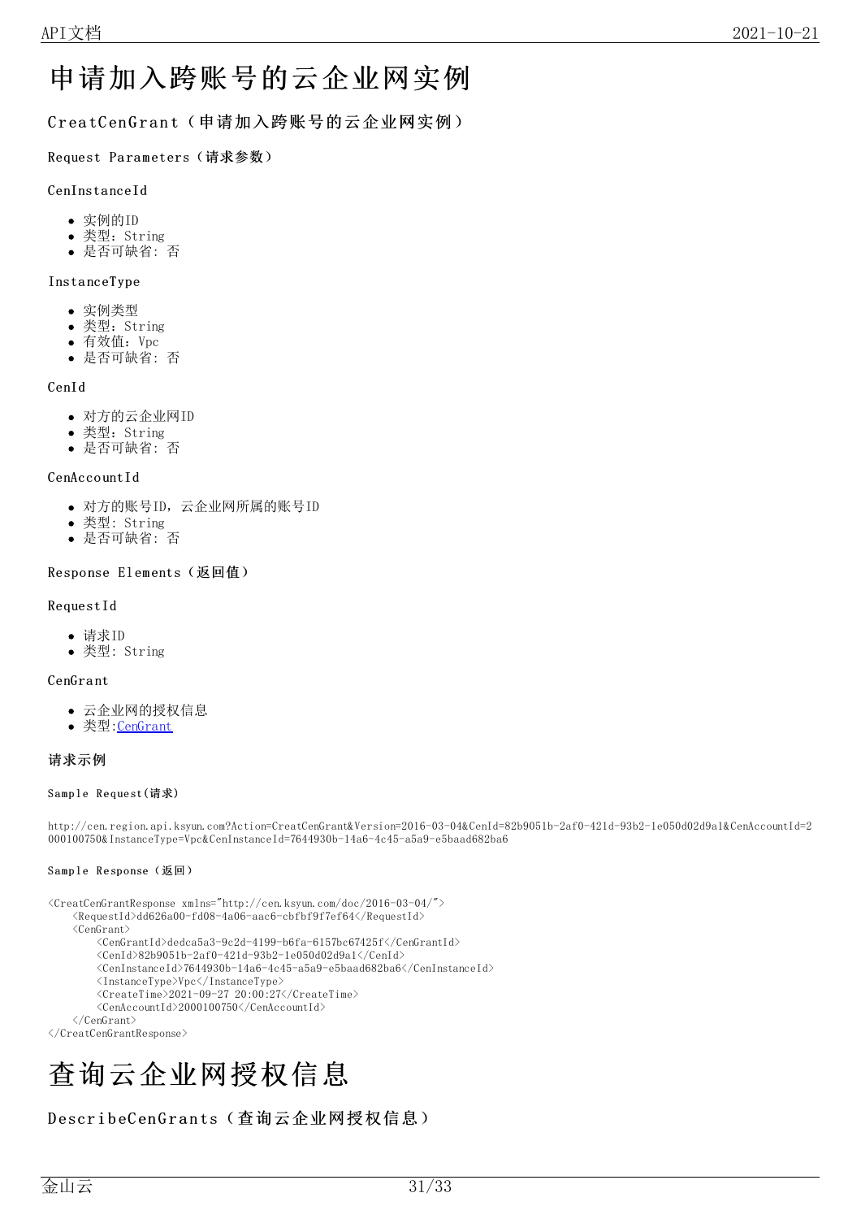# 申请加入跨账号的云企业网实例

## CreatCenGrant（申请加入跨账号的云企业网实例）

### Request Parameters（请求参数）

#### CenInstanceId

- 实例的ID
- 类型：String
- 是否可缺省：否

#### InstanceType

- 实例类型
- 类型：String
- 有效值：Vpc
- 是否可缺省：否

#### CenId

- 对方的云企业网ID
- 类型：String
- 是否可缺省：否

#### CenAccountId

- 对方的账号ID，云企业网所属的账号ID
- 类型：String
- 是否可缺省：否

### Response Elements（返回值）

#### RequestId

- 请求ID
- 类型：String

#### CenGrant

- 云企业网的授权信息
- 类型:CenGrant

#### 请求示例

##### Sample Request(请求)

```
http://cen.region.api.ksyun.com?Action=CreatCenGrant&Version=2016-03-04&CenId=82b9051b-2af0-421d-93b2-1e050d02d9a1&CenAccountId=2000100750&InstanceType=Vpc&CenInstanceId=7644930b-14a6-4c45-a5a9-e5baad682ba6
```

##### Sample Response（返回）

```
<CreatCenGrantResponse xmlns="http://cen.ksyun.com/doc/2016-03-04/">
    <RequestId>dd626a00-fd08-4a06-aac6-cbfbf9f7ef64</RequestId>
    <CenGrant>
        <CenGrantId>dedca5a3-9c2d-4199-b6fa-6157bc67425f</CenGrantId>
        <CenId>82b9051b-2af0-421d-93b2-1e050d02d9a1</CenId>
        <CenInstanceId>7644930b-14a6-4c45-a5a9-e5baad682ba6</CenInstanceId>
        <InstanceType>Vpc</InstanceType>
        <CreateTime>2021-09-27 20:00:27</CreateTime>
        <CenAccountId>2000100750</CenAccountId>
    </CenGrant>
</CreatCenGrantResponse>
```

# 查询云企业网授权信息

## DescribeCenGrants（查询云企业网授权信息）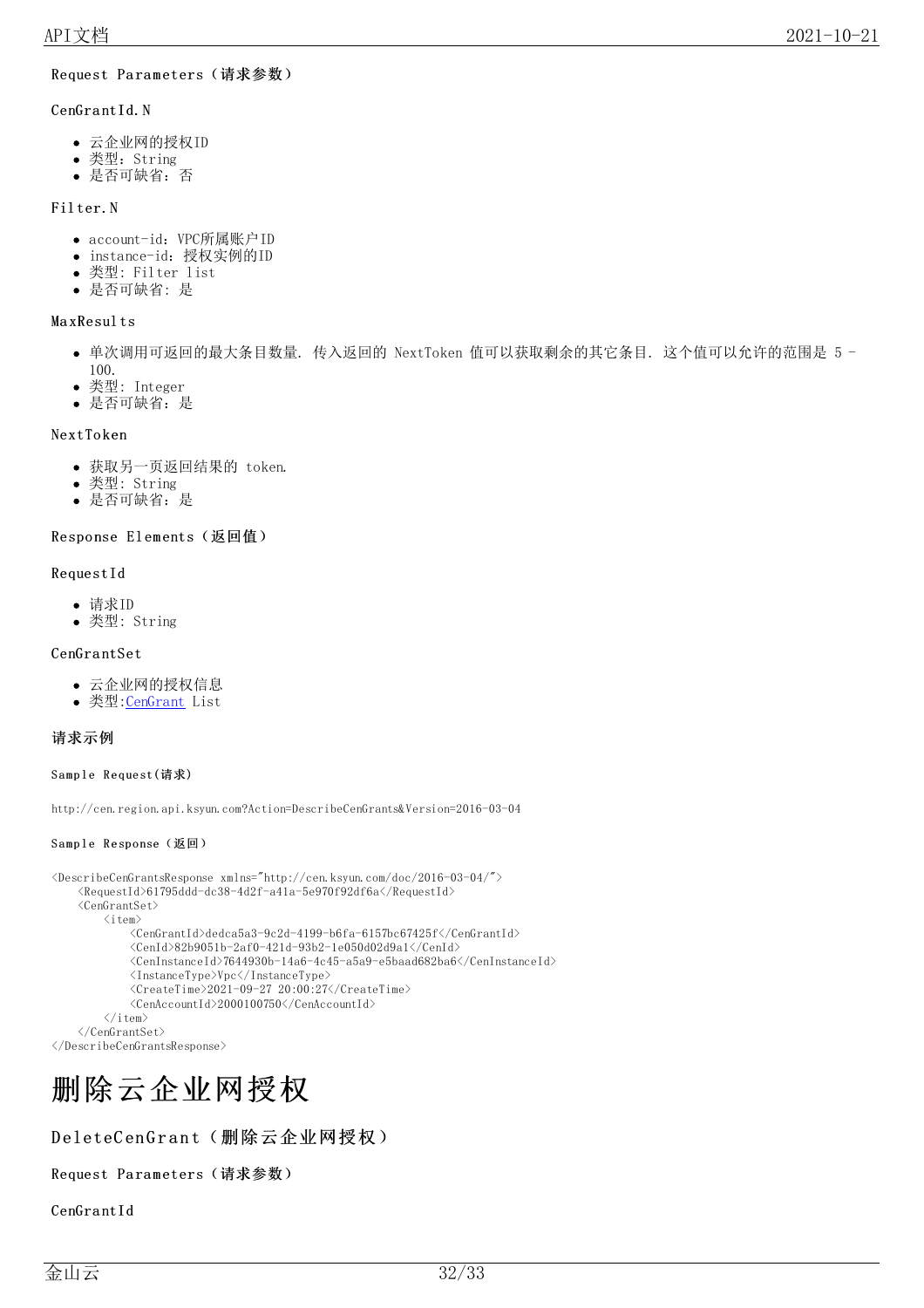Request Parameters（请求参数）

CenGrantId.N

- 云企业网的授权ID
- 类型：String
- 是否可缺省：否

Filter.N

- account-id：VPC所属账户ID
- instance-id：授权实例的ID
- 类型: Filter list
- 是否可缺省: 是

MaxResults

- 单次调用可返回的最大条目数量. 传入返回的 NextToken 值可以获取剩余的其它条目. 这个值可以允许的范围是 5 - 100.
- 类型: Integer
- 是否可缺省: 是

NextToken

- 获取另一页返回结果的 token.
- 类型: String
- 是否可缺省: 是

Response Elements（返回值）

RequestId

- 请求ID
- 类型: String

CenGrantSet

- 云企业网的授权信息
- 类型:CenGrant List

**请求示例**

**Sample Request(请求)**

```
http://cen.region.api.ksyun.com?Action=DescribeCenGrants&Version=2016-03-04
```

**Sample Response（返回）**

```
<DescribeCenGrantsResponse xmlns="http://cen.ksyun.com/doc/2016-03-04/">
    <RequestId>61795ddd-dc38-4d2f-a41a-5e970f92df6a</RequestId>
    <CenGrantSet>
        <item>
            <CenGrantId>dedca5a3-9c2d-4199-b6fa-6157bc67425f</CenGrantId>
            <CenId>82b9051b-2af0-421d-93b2-1e050d02d9a1</CenId>
            <CenInstanceId>7644930b-14a6-4c45-a5a9-e5baad682ba6</CenInstanceId>
            <InstanceType>Vpc</InstanceType>
            <CreateTime>2021-09-27 20:00:27</CreateTime>
            <CenAccountId>2000100750</CenAccountId>
        </item>
    </CenGrantSet>
</DescribeCenGrantsResponse>
```

# 删除云企业网授权

## DeleteCenGrant（删除云企业网授权）

Request Parameters（请求参数）

CenGrantId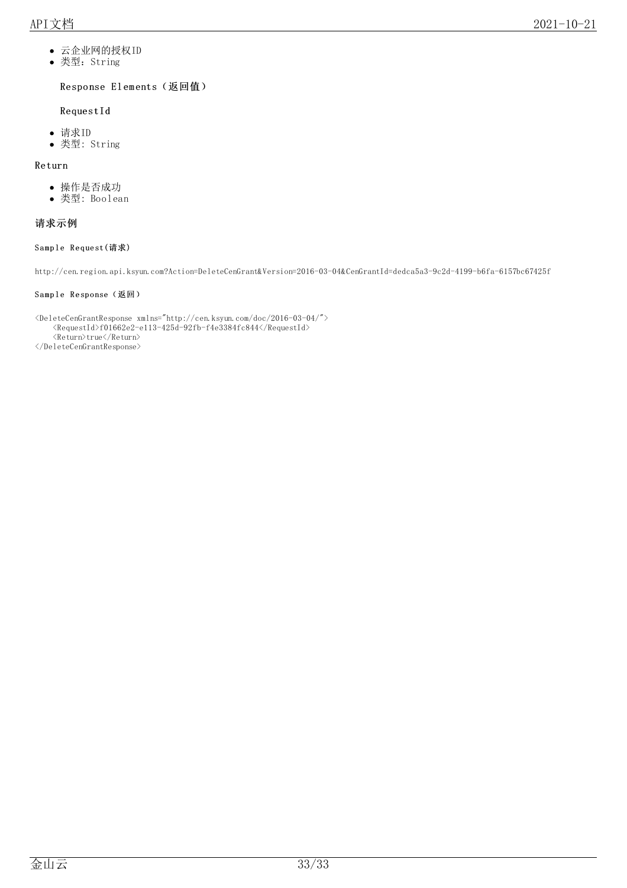- 云企业网的授权ID
- 类型：String

Response Elements（返回值）

RequestId

- 请求ID
- 类型: String

Return

- 操作是否成功
- 类型: Boolean

### 请求示例

#### Sample Request(请求)

```
http://cen.region.api.ksyun.com?Action=DeleteCenGrant&Version=2016-03-04&CenGrantId=dedca5a3-9c2d-4199-b6fa-6157bc67425f
```

#### Sample Response（返回）

```
<DeleteCenGrantResponse xmlns="http://cen.ksyun.com/doc/2016-03-04/">
    <RequestId>f01662e2-e113-425d-92fb-f4e3384fc844</RequestId>
    <Return>true</Return>
</DeleteCenGrantResponse>
```